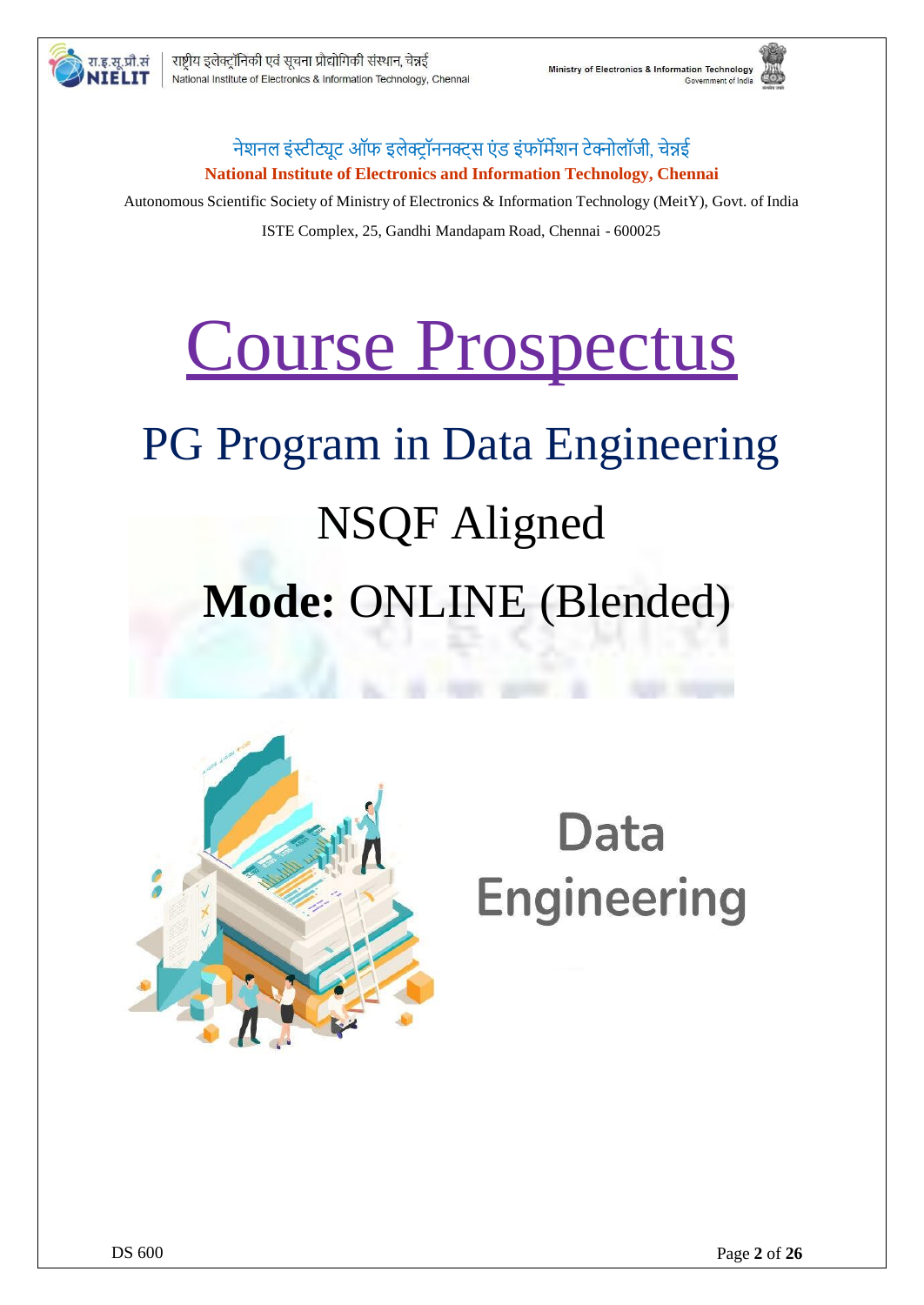नेशनल इंस्टीट्यूट ऑफ इलेक्ट्रॉननक्स एंड इंफॉर्मेशन टेक्नोलॉजी, चेन्नई

**National Institute of Electronics and Information Technology, Chennai**

Autonomous Scientific Society of Ministry of Electronics & Information Technology (MeitY), Govt. of India

ISTE Complex, 25, Gandhi Mandapam Road, Chennai - 600025

# Course Prospectus

## PG Program in Data Engineering

## NSQF Aligned

## **Mode:** ONLINE (Blended)

Data Engineering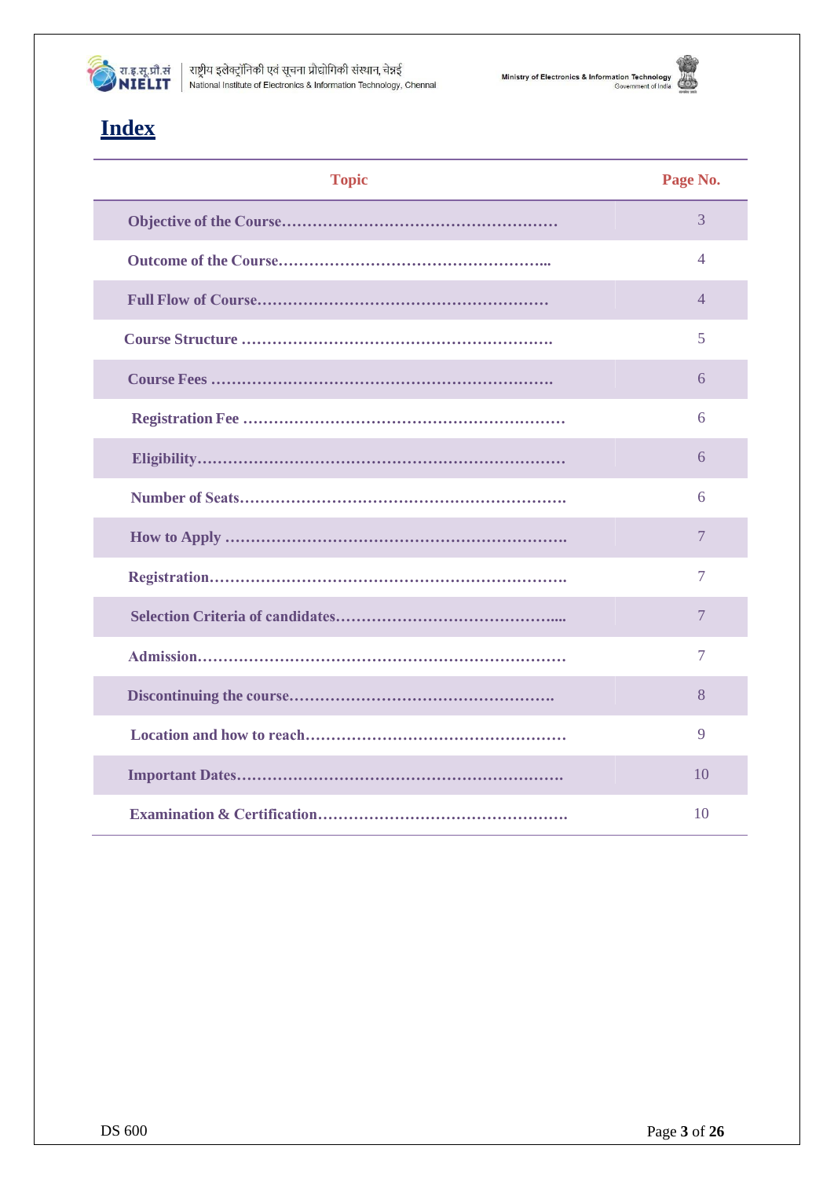# Index

| Topic | Page No. |
|---|---|
| Objective of the Course………………………………………………… | 3 |
| Outcome of the Course………………………………………………... | 4 |
| Full Flow of Course………………………………………………… | 4 |
| Course Structure …………………………………………………… | 5 |
| Course Fees ………………………………………………………… | 6 |
| Registration Fee …………………………………………………… | 6 |
| Eligibility…………………………………………………………… | 6 |
| Number of Seats…………………………………………………… | 6 |
| How to Apply ……………………………………………………… | 7 |
| Registration………………………………………………………… | 7 |
| Selection Criteria of candidates……………………………………... | 7 |
| Admission…………………………………………………………… | 7 |
| Discontinuing the course…………………………………………… | 8 |
| Location and how to reach………………………………………… | 9 |
| Important Dates…………………………………………………… | 10 |
| Examination & Certification……………………………………… | 10 |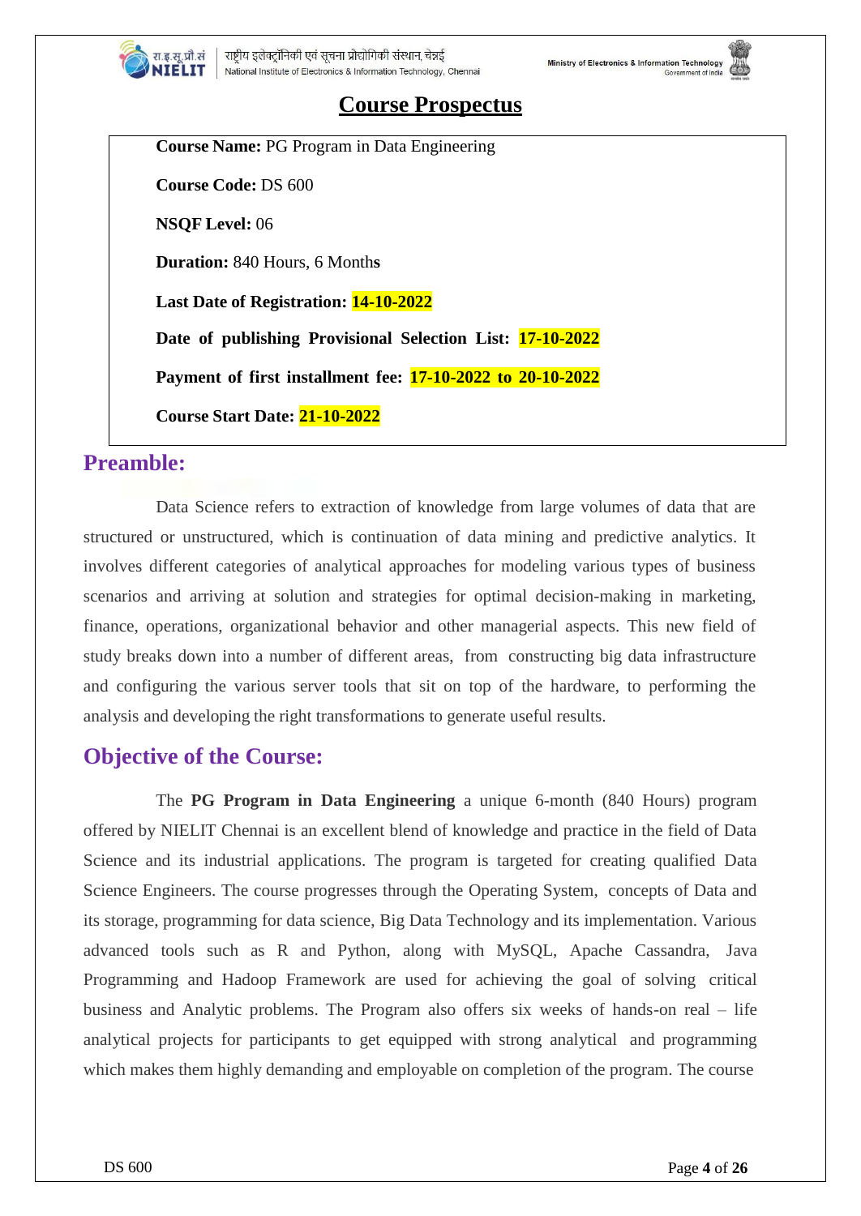# Course Prospectus

**Course Name:** PG Program in Data Engineering

**Course Code:** DS 600

**NSQF Level:** 06

**Duration:** 840 Hours, 6 Months

**Last Date of Registration: 14-10-2022**

**Date of publishing Provisional Selection List: 17-10-2022**

**Payment of first installment fee: 17-10-2022 to 20-10-2022**

**Course Start Date: 21-10-2022**

## Preamble:

Data Science refers to extraction of knowledge from large volumes of data that are structured or unstructured, which is continuation of data mining and predictive analytics. It involves different categories of analytical approaches for modeling various types of business scenarios and arriving at solution and strategies for optimal decision-making in marketing, finance, operations, organizational behavior and other managerial aspects. This new field of study breaks down into a number of different areas, from constructing big data infrastructure and configuring the various server tools that sit on top of the hardware, to performing the analysis and developing the right transformations to generate useful results.

## Objective of the Course:

The **PG Program in Data Engineering** a unique 6-month (840 Hours) program offered by NIELIT Chennai is an excellent blend of knowledge and practice in the field of Data Science and its industrial applications. The program is targeted for creating qualified Data Science Engineers. The course progresses through the Operating System, concepts of Data and its storage, programming for data science, Big Data Technology and its implementation. Various advanced tools such as R and Python, along with MySQL, Apache Cassandra, Java Programming and Hadoop Framework are used for achieving the goal of solving critical business and Analytic problems. The Program also offers six weeks of hands-on real – life analytical projects for participants to get equipped with strong analytical and programming which makes them highly demanding and employable on completion of the program. The course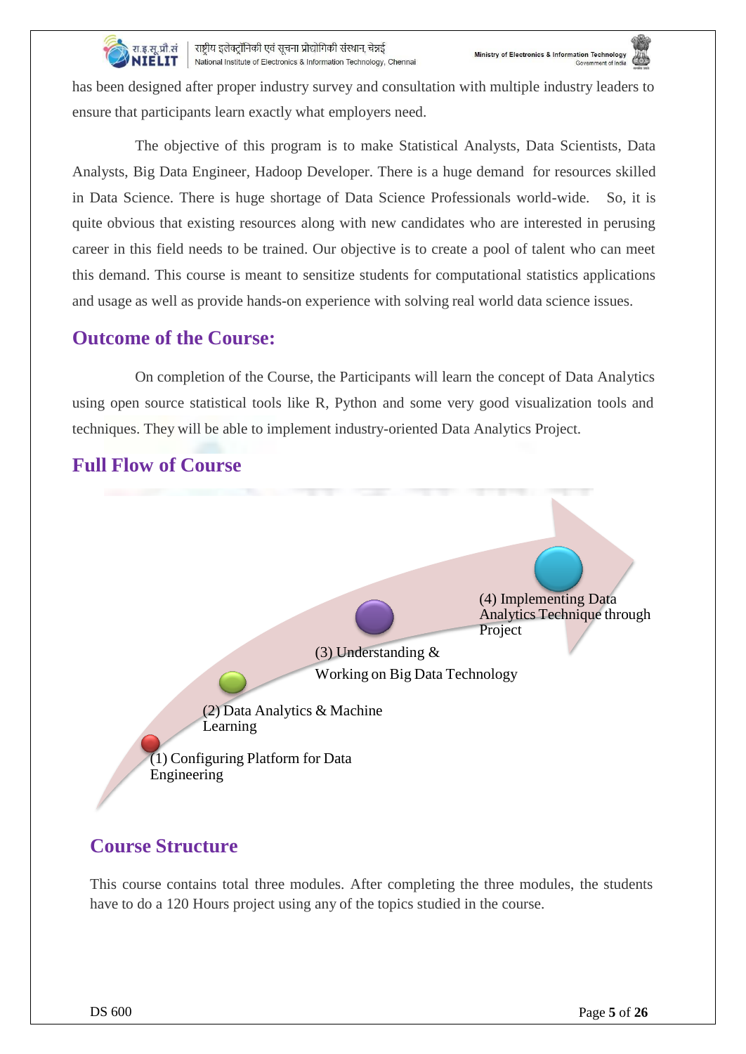has been designed after proper industry survey and consultation with multiple industry leaders to ensure that participants learn exactly what employers need.

The objective of this program is to make Statistical Analysts, Data Scientists, Data Analysts, Big Data Engineer, Hadoop Developer. There is a huge demand for resources skilled in Data Science. There is huge shortage of Data Science Professionals world-wide. So, it is quite obvious that existing resources along with new candidates who are interested in perusing career in this field needs to be trained. Our objective is to create a pool of talent who can meet this demand. This course is meant to sensitize students for computational statistics applications and usage as well as provide hands-on experience with solving real world data science issues.

## Outcome of the Course:

On completion of the Course, the Participants will learn the concept of Data Analytics using open source statistical tools like R, Python and some very good visualization tools and techniques. They will be able to implement industry-oriented Data Analytics Project.

## Full Flow of Course

(1) Configuring Platform for Data Engineering

(2) Data Analytics & Machine Learning

(3) Understanding & Working on Big Data Technology

(4) Implementing Data Analytics Technique through Project

## Course Structure

This course contains total three modules. After completing the three modules, the students have to do a 120 Hours project using any of the topics studied in the course.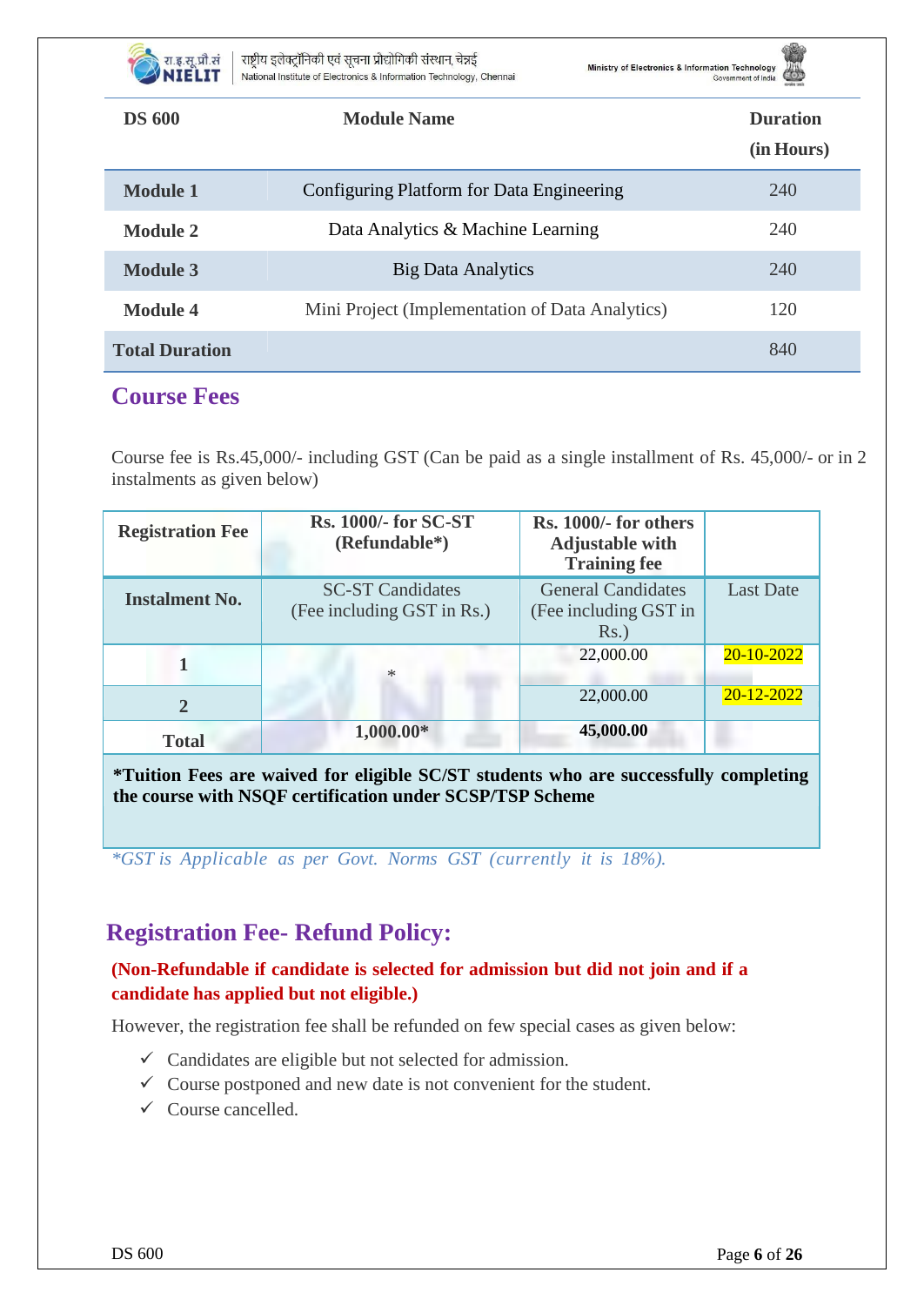| DS 600 | Module Name | Duration (in Hours) |
|---|---|---|
| **Module 1** | Configuring Platform for Data Engineering | 240 |
| **Module 2** | Data Analytics & Machine Learning | 240 |
| **Module 3** | Big Data Analytics | 240 |
| **Module 4** | Mini Project (Implementation of Data Analytics) | 120 |
| **Total Duration** | | 840 |

## Course Fees

Course fee is Rs.45,000/- including GST (Can be paid as a single installment of Rs. 45,000/- or in 2 instalments as given below)

| **Registration Fee** | **Rs. 1000/- for SC-ST (Refundable*)** | **Rs. 1000/- for others Adjustable with Training fee** | |
|---|---|---|---|
| **Instalment No.** | SC-ST Candidates (Fee including GST in Rs.) | General Candidates (Fee including GST in Rs.) | Last Date |
| **1** | * | 22,000.00 | 20-10-2022 |
| **2** | | 22,000.00 | 20-12-2022 |
| **Total** | **1,000.00*** | **45,000.00** | |

**\*Tuition Fees are waived for eligible SC/ST students who are successfully completing the course with NSQF certification under SCSP/TSP Scheme**

*\*GST is Applicable as per Govt. Norms GST (currently it is 18%).*

## Registration Fee- Refund Policy:

**(Non-Refundable if candidate is selected for admission but did not join and if a candidate has applied but not eligible.)**

However, the registration fee shall be refunded on few special cases as given below:

- ✓ Candidates are eligible but not selected for admission.
- ✓ Course postponed and new date is not convenient for the student.
- ✓ Course cancelled.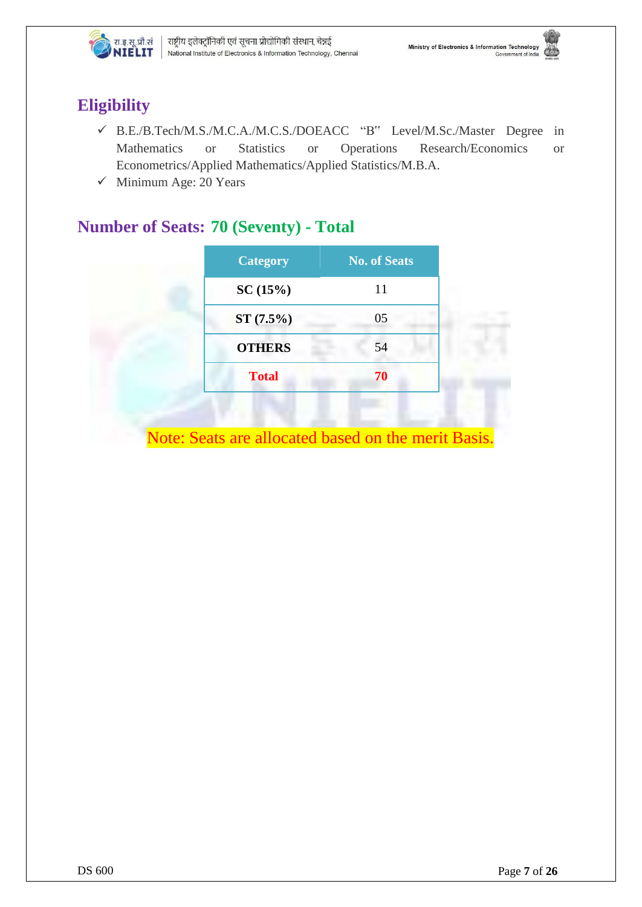## Eligibility

- ✓ B.E./B.Tech/M.S./M.C.A./M.C.S./DOEACC "B" Level/M.Sc./Master Degree in Mathematics or Statistics or Operations Research/Economics or Econometrics/Applied Mathematics/Applied Statistics/M.B.A.
- ✓ Minimum Age: 20 Years

## Number of Seats: 70 (Seventy) - Total

| Category | No. of Seats |
|---|---|
| **SC (15%)** | 11 |
| **ST (7.5%)** | 05 |
| **OTHERS** | 54 |
| **Total** | **70** |

Note: Seats are allocated based on the merit Basis.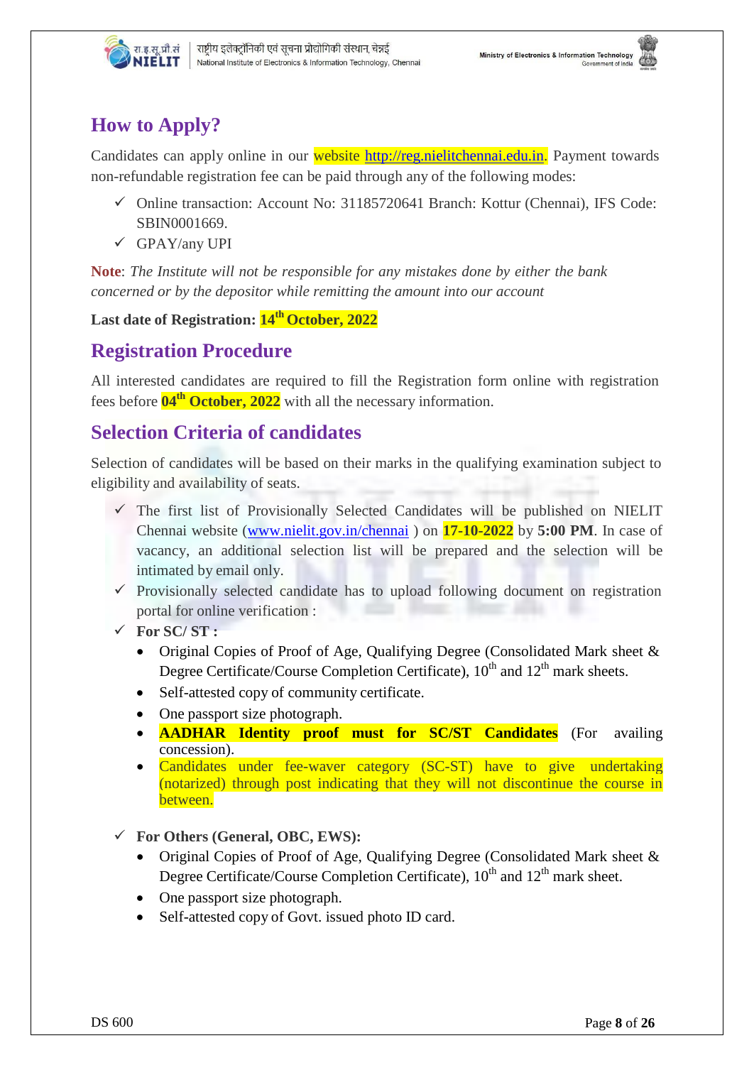## How to Apply?

Candidates can apply online in our website http://reg.nielitchennai.edu.in. Payment towards non-refundable registration fee can be paid through any of the following modes:

- ✓ Online transaction: Account No: 31185720641 Branch: Kottur (Chennai), IFS Code: SBIN0001669.
- ✓ GPAY/any UPI

**Note**: *The Institute will not be responsible for any mistakes done by either the bank concerned or by the depositor while remitting the amount into our account*

**Last date of Registration: 14th October, 2022**

## Registration Procedure

All interested candidates are required to fill the Registration form online with registration fees before **04th October, 2022** with all the necessary information.

## Selection Criteria of candidates

Selection of candidates will be based on their marks in the qualifying examination subject to eligibility and availability of seats.

- ✓ The first list of Provisionally Selected Candidates will be published on NIELIT Chennai website (www.nielit.gov.in/chennai ) on **17-10-2022** by **5:00 PM**. In case of vacancy, an additional selection list will be prepared and the selection will be intimated by email only.
- ✓ Provisionally selected candidate has to upload following document on registration portal for online verification :
- ✓ **For SC/ ST :**
  - Original Copies of Proof of Age, Qualifying Degree (Consolidated Mark sheet & Degree Certificate/Course Completion Certificate), 10th and 12th mark sheets.
  - Self-attested copy of community certificate.
  - One passport size photograph.
  - **AADHAR Identity proof must for SC/ST Candidates** (For availing concession).
  - Candidates under fee-waver category (SC-ST) have to give undertaking (notarized) through post indicating that they will not discontinue the course in between.
- ✓ **For Others (General, OBC, EWS):**
  - Original Copies of Proof of Age, Qualifying Degree (Consolidated Mark sheet & Degree Certificate/Course Completion Certificate), 10th and 12th mark sheet.
  - One passport size photograph.
  - Self-attested copy of Govt. issued photo ID card.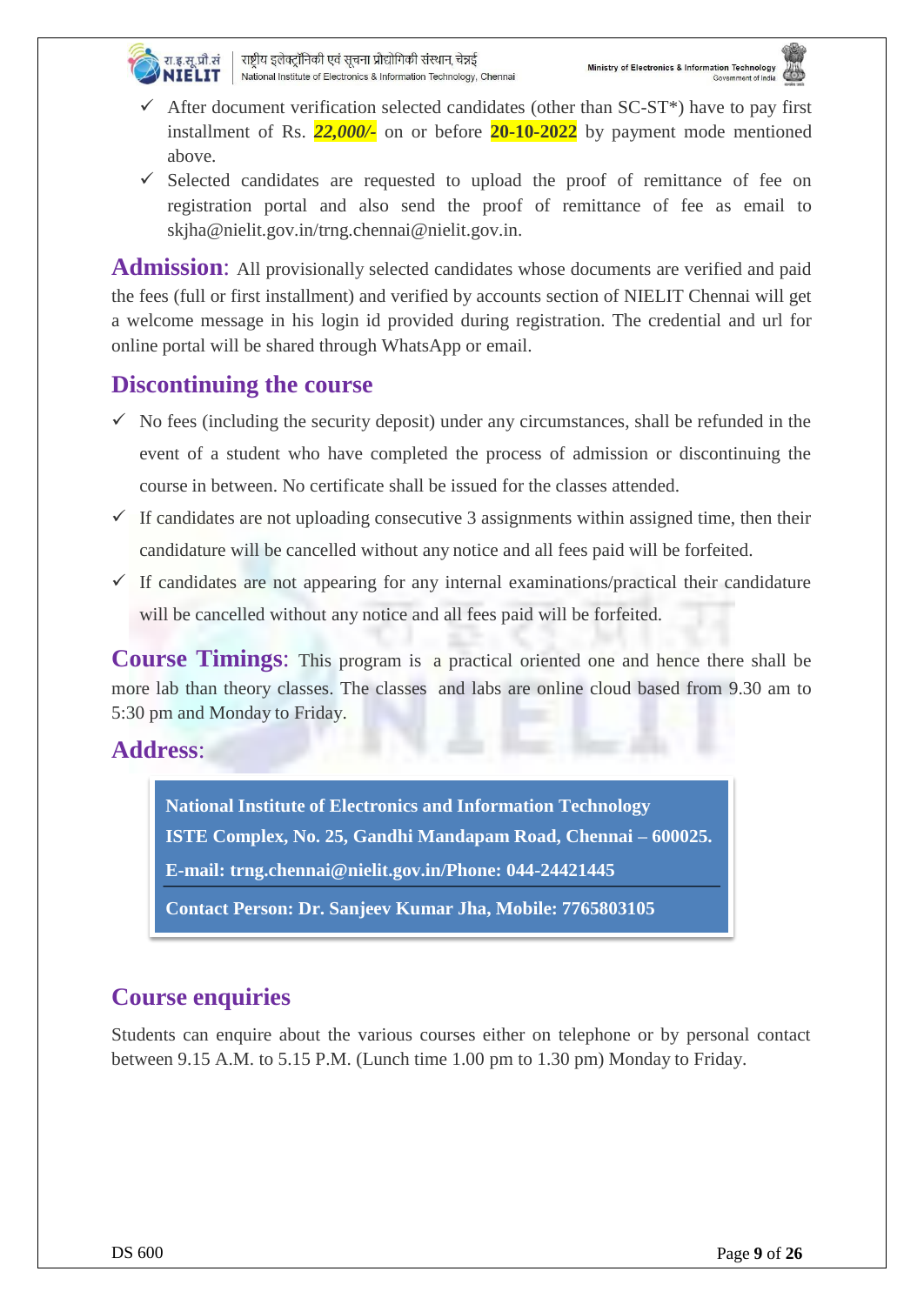- After document verification selected candidates (other than SC-ST*) have to pay first installment of Rs. ***22,000/-*** on or before **20-10-2022** by payment mode mentioned above.
- Selected candidates are requested to upload the proof of remittance of fee on registration portal and also send the proof of remittance of fee as email to skjha@nielit.gov.in/trng.chennai@nielit.gov.in.

**Admission**: All provisionally selected candidates whose documents are verified and paid the fees (full or first installment) and verified by accounts section of NIELIT Chennai will get a welcome message in his login id provided during registration. The credential and url for online portal will be shared through WhatsApp or email.

## Discontinuing the course

- No fees (including the security deposit) under any circumstances, shall be refunded in the event of a student who have completed the process of admission or discontinuing the course in between. No certificate shall be issued for the classes attended.
- If candidates are not uploading consecutive 3 assignments within assigned time, then their candidature will be cancelled without any notice and all fees paid will be forfeited.
- If candidates are not appearing for any internal examinations/practical their candidature will be cancelled without any notice and all fees paid will be forfeited.

**Course Timings**: This program is a practical oriented one and hence there shall be more lab than theory classes. The classes and labs are online cloud based from 9.30 am to 5:30 pm and Monday to Friday.

## Address:

**National Institute of Electronics and Information Technology**
**ISTE Complex, No. 25, Gandhi Mandapam Road, Chennai – 600025.**
**E-mail: trng.chennai@nielit.gov.in/Phone: 044-24421445**

**Contact Person: Dr. Sanjeev Kumar Jha, Mobile: 7765803105**

## Course enquiries

Students can enquire about the various courses either on telephone or by personal contact between 9.15 A.M. to 5.15 P.M. (Lunch time 1.00 pm to 1.30 pm) Monday to Friday.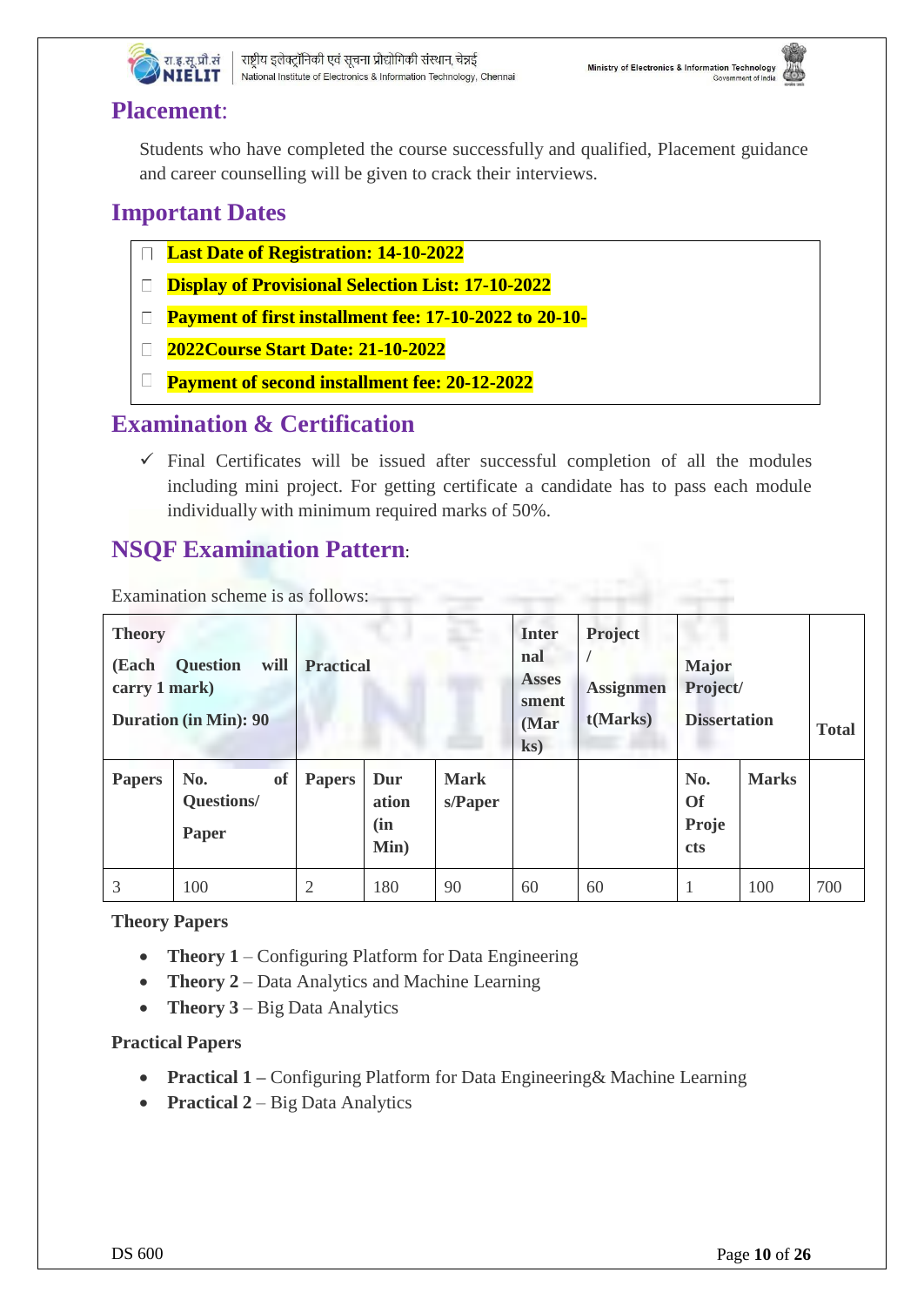## Placement:

Students who have completed the course successfully and qualified, Placement guidance and career counselling will be given to crack their interviews.

## Important Dates

- **Last Date of Registration: 14-10-2022**
- **Display of Provisional Selection List: 17-10-2022**
- **Payment of first installment fee: 17-10-2022 to 20-10-**
- **2022Course Start Date: 21-10-2022**
- **Payment of second installment fee: 20-12-2022**

## Examination & Certification

- ✓ Final Certificates will be issued after successful completion of all the modules including mini project. For getting certificate a candidate has to pass each module individually with minimum required marks of 50%.

## NSQF Examination Pattern:

Examination scheme is as follows:

| **Theory** (Each Question will carry 1 mark) Duration (in Min): 90 | | **Practical** | | | **Internal Assessment (Marks)** | **Project / Assignment(Marks)** | **Major Project/ Dissertation** | | **Total** |
|---|---|---|---|---|---|---|---|---|---|
| **Papers** | **No. of Questions/ Paper** | **Papers** | **Duration (in Min)** | **Marks/Paper** | | | **No. Of Projects** | **Marks** | |
| 3 | 100 | 2 | 180 | 90 | 60 | 60 | 1 | 100 | 700 |

**Theory Papers**

- **Theory 1** – Configuring Platform for Data Engineering
- **Theory 2** – Data Analytics and Machine Learning
- **Theory 3** – Big Data Analytics

**Practical Papers**

- **Practical 1 –** Configuring Platform for Data Engineering& Machine Learning
- **Practical 2** – Big Data Analytics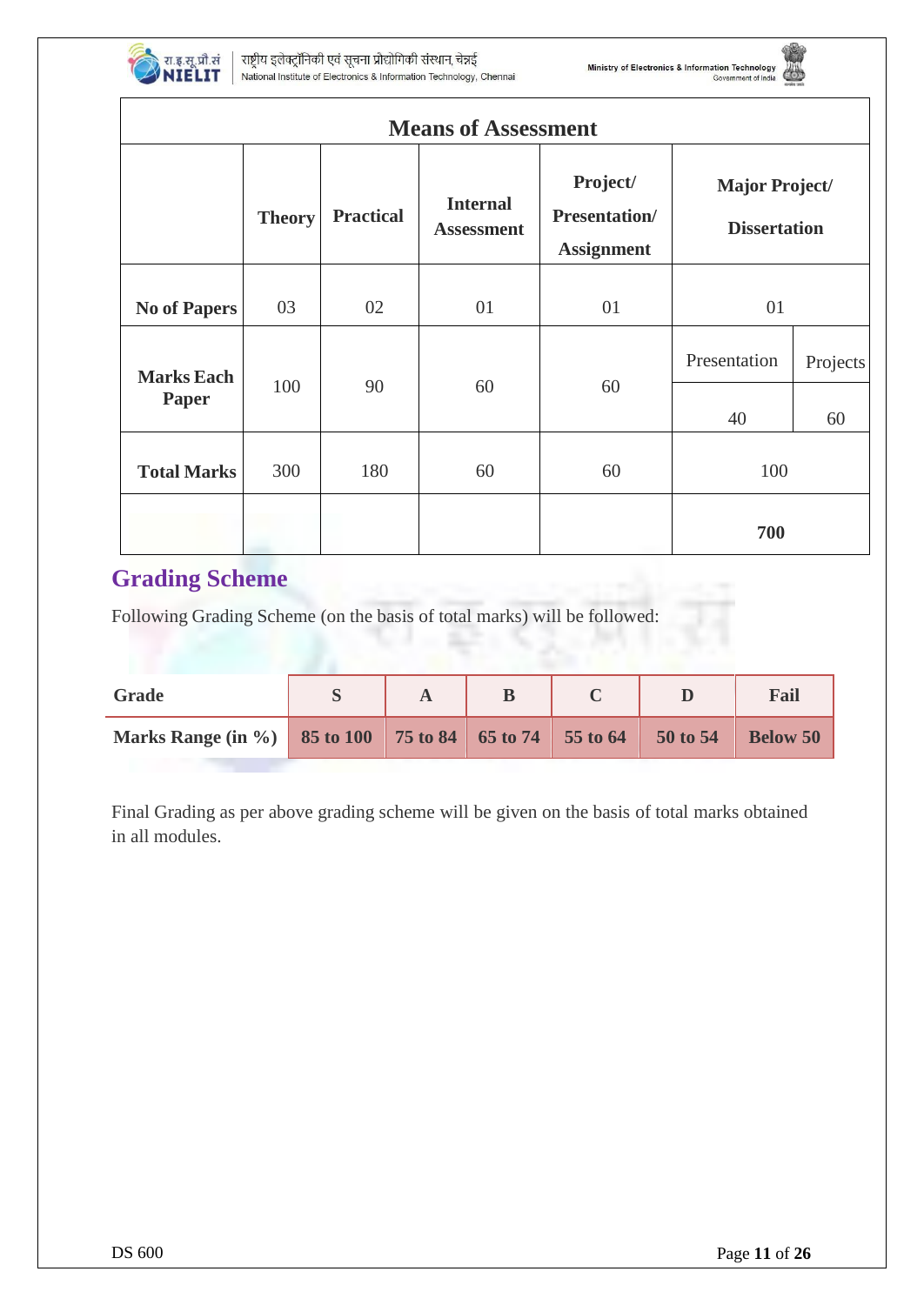| Means of Assessment | | | | | | |
|---|---|---|---|---|---|---|
| | **Theory** | **Practical** | **Internal Assessment** | **Project/ Presentation/ Assignment** | **Major Project/ Dissertation** | |
| **No of Papers** | 03 | 02 | 01 | 01 | 01 | |
| **Marks Each Paper** | 100 | 90 | 60 | 60 | Presentation | Projects |
| | | | | | 40 | 60 |
| **Total Marks** | 300 | 180 | 60 | 60 | 100 | |
| | | | | | **700** | |

## Grading Scheme

Following Grading Scheme (on the basis of total marks) will be followed:

| **Grade** | **S** | **A** | **B** | **C** | **D** | **Fail** |
|---|---|---|---|---|---|---|
| **Marks Range (in %)** | **85 to 100** | **75 to 84** | **65 to 74** | **55 to 64** | **50 to 54** | **Below 50** |

Final Grading as per above grading scheme will be given on the basis of total marks obtained in all modules.

DS 600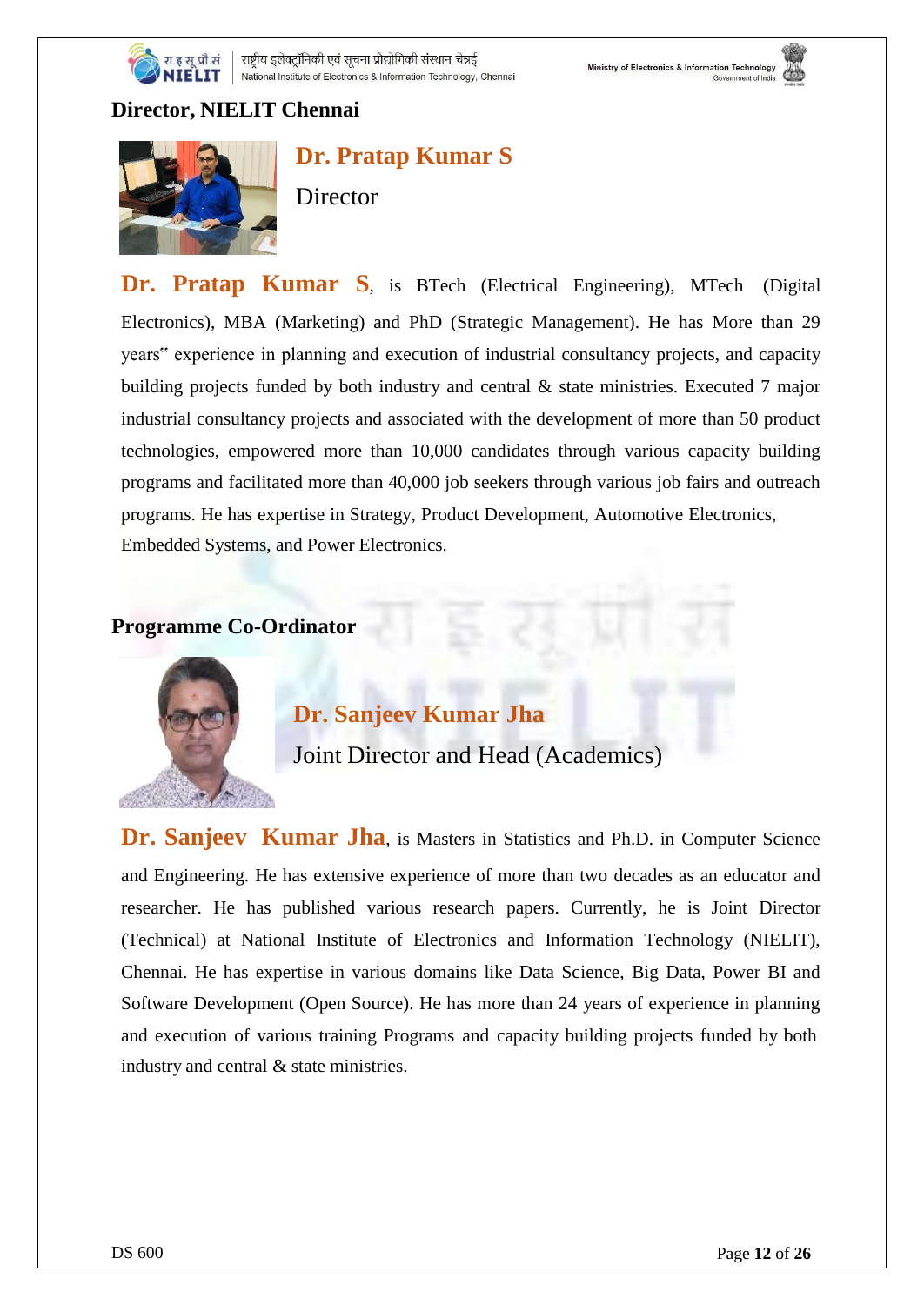## Director, NIELIT Chennai

**Dr. Pratap Kumar S**

Director

**Dr. Pratap Kumar S**, is BTech (Electrical Engineering), MTech (Digital Electronics), MBA (Marketing) and PhD (Strategic Management). He has More than 29 years" experience in planning and execution of industrial consultancy projects, and capacity building projects funded by both industry and central & state ministries. Executed 7 major industrial consultancy projects and associated with the development of more than 50 product technologies, empowered more than 10,000 candidates through various capacity building programs and facilitated more than 40,000 job seekers through various job fairs and outreach programs. He has expertise in Strategy, Product Development, Automotive Electronics, Embedded Systems, and Power Electronics.

## Programme Co-Ordinator

**Dr. Sanjeev Kumar Jha**

Joint Director and Head (Academics)

**Dr. Sanjeev Kumar Jha**, is Masters in Statistics and Ph.D. in Computer Science and Engineering. He has extensive experience of more than two decades as an educator and researcher. He has published various research papers. Currently, he is Joint Director (Technical) at National Institute of Electronics and Information Technology (NIELIT), Chennai. He has expertise in various domains like Data Science, Big Data, Power BI and Software Development (Open Source). He has more than 24 years of experience in planning and execution of various training Programs and capacity building projects funded by both industry and central & state ministries.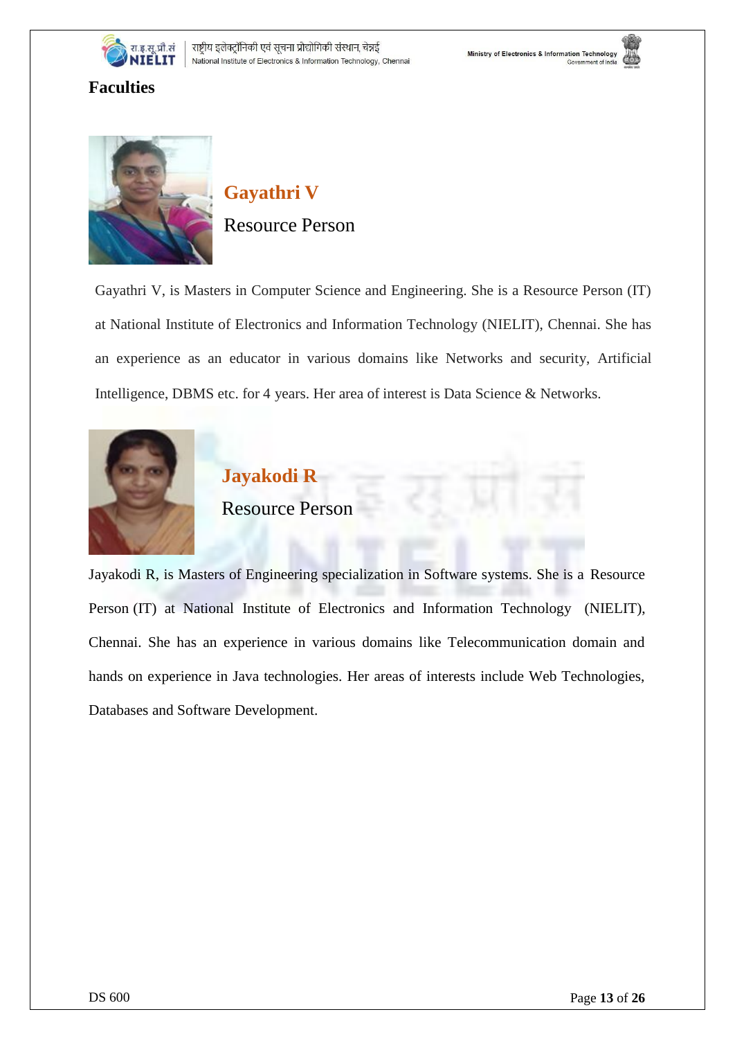# Faculties

## Gayathri V

Resource Person

Gayathri V, is Masters in Computer Science and Engineering. She is a Resource Person (IT) at National Institute of Electronics and Information Technology (NIELIT), Chennai. She has an experience as an educator in various domains like Networks and security, Artificial Intelligence, DBMS etc. for 4 years. Her area of interest is Data Science & Networks.

## Jayakodi R

Resource Person

Jayakodi R, is Masters of Engineering specialization in Software systems. She is a Resource Person (IT) at National Institute of Electronics and Information Technology (NIELIT), Chennai. She has an experience in various domains like Telecommunication domain and hands on experience in Java technologies. Her areas of interests include Web Technologies, Databases and Software Development.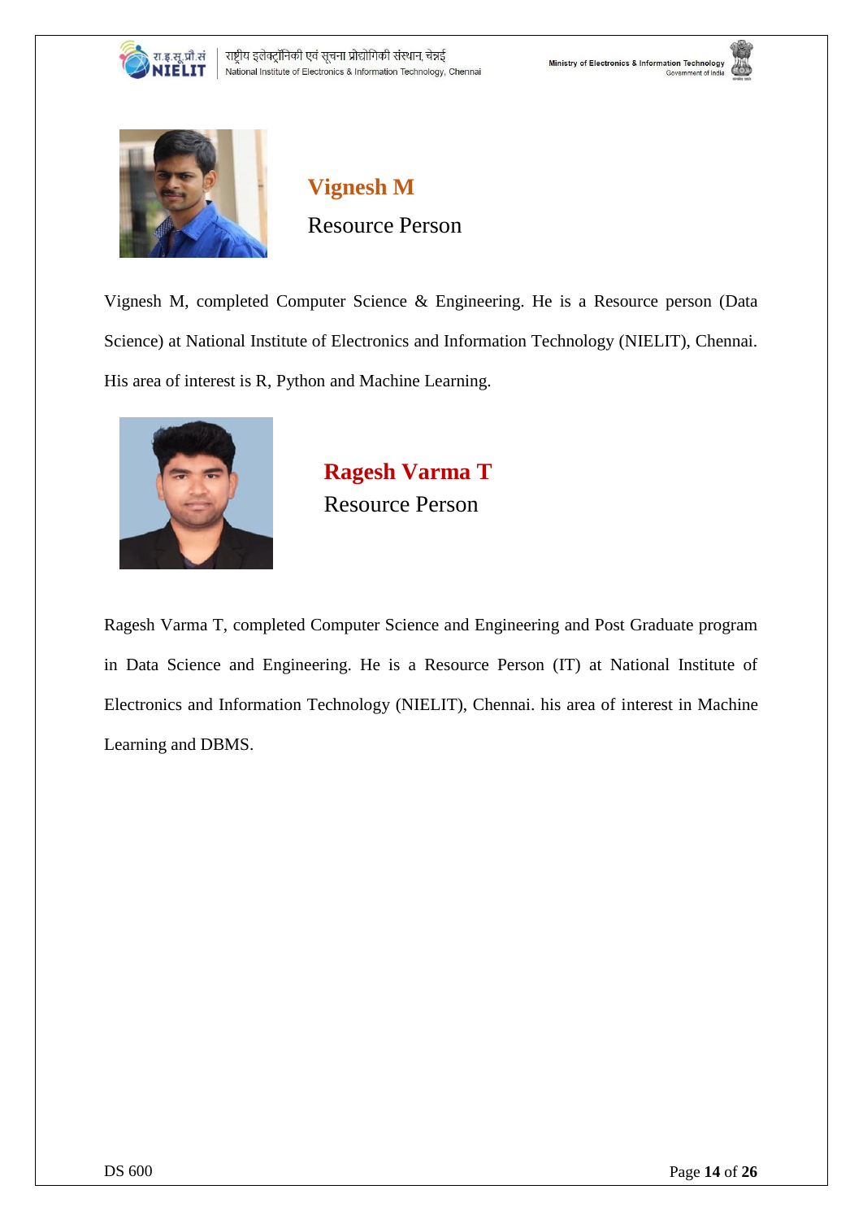## Vignesh M

Resource Person

Vignesh M, completed Computer Science & Engineering. He is a Resource person (Data Science) at National Institute of Electronics and Information Technology (NIELIT), Chennai. His area of interest is R, Python and Machine Learning.

## Ragesh Varma T

Resource Person

Ragesh Varma T, completed Computer Science and Engineering and Post Graduate program in Data Science and Engineering. He is a Resource Person (IT) at National Institute of Electronics and Information Technology (NIELIT), Chennai. his area of interest in Machine Learning and DBMS.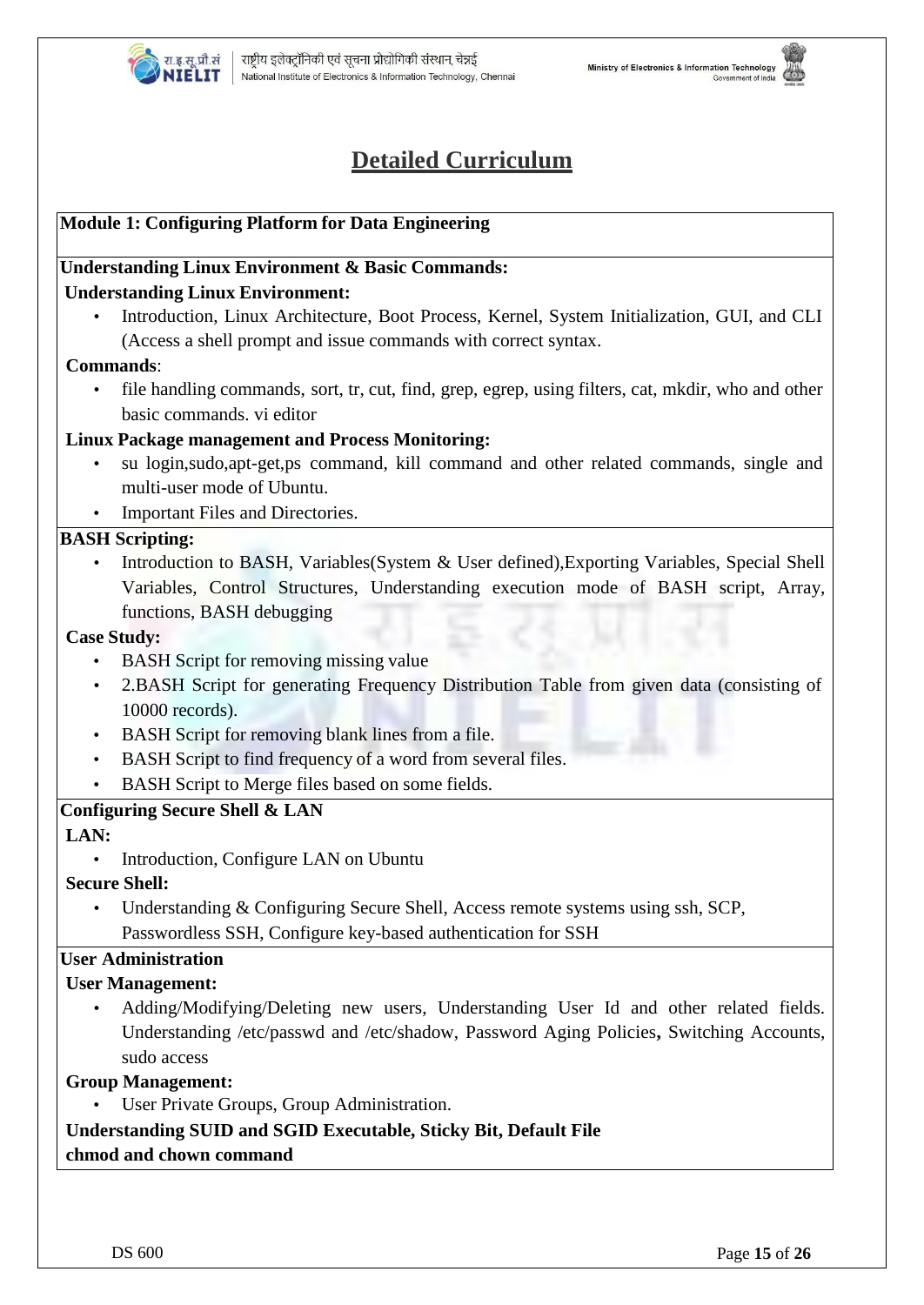# Detailed Curriculum

**Module 1: Configuring Platform for Data Engineering**

**Understanding Linux Environment & Basic Commands:**

**Understanding Linux Environment:**

- Introduction, Linux Architecture, Boot Process, Kernel, System Initialization, GUI, and CLI (Access a shell prompt and issue commands with correct syntax.

**Commands**:

- file handling commands, sort, tr, cut, find, grep, egrep, using filters, cat, mkdir, who and other basic commands. vi editor

**Linux Package management and Process Monitoring:**

- su login,sudo,apt-get,ps command, kill command and other related commands, single and multi-user mode of Ubuntu.
- Important Files and Directories.

**BASH Scripting:**

- Introduction to BASH, Variables(System & User defined),Exporting Variables, Special Shell Variables, Control Structures, Understanding execution mode of BASH script, Array, functions, BASH debugging

**Case Study:**

- BASH Script for removing missing value
- 2.BASH Script for generating Frequency Distribution Table from given data (consisting of 10000 records).
- BASH Script for removing blank lines from a file.
- BASH Script to find frequency of a word from several files.
- BASH Script to Merge files based on some fields.

**Configuring Secure Shell & LAN**

**LAN:**

- Introduction, Configure LAN on Ubuntu

**Secure Shell:**

- Understanding & Configuring Secure Shell, Access remote systems using ssh, SCP, Passwordless SSH, Configure key-based authentication for SSH

**User Administration**

**User Management:**

- Adding/Modifying/Deleting new users, Understanding User Id and other related fields. Understanding /etc/passwd and /etc/shadow, Password Aging Policies**,** Switching Accounts, sudo access

**Group Management:**

- User Private Groups, Group Administration.

**Understanding SUID and SGID Executable, Sticky Bit, Default File**

**chmod and chown command**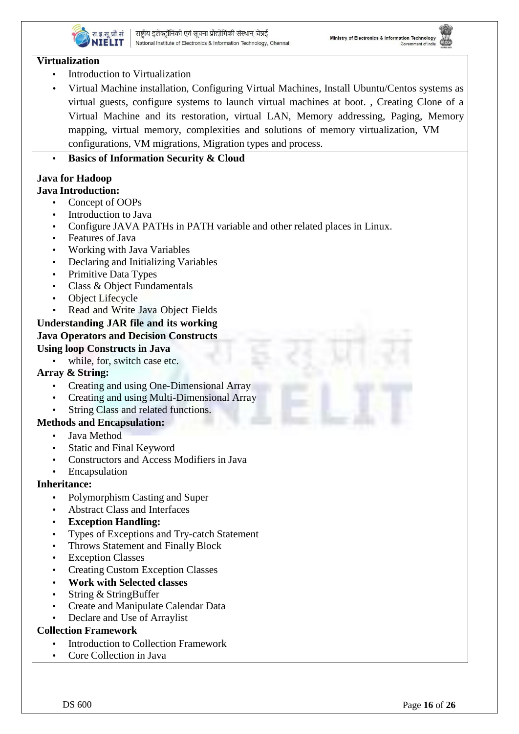**Virtualization**

- Introduction to Virtualization
- Virtual Machine installation, Configuring Virtual Machines, Install Ubuntu/Centos systems as virtual guests, configure systems to launch virtual machines at boot. , Creating Clone of a Virtual Machine and its restoration, virtual LAN, Memory addressing, Paging, Memory mapping, virtual memory, complexities and solutions of memory virtualization, VM configurations, VM migrations, Migration types and process.
- **Basics of Information Security & Cloud**

**Java for Hadoop**

**Java Introduction:**

- Concept of OOPs
- Introduction to Java
- Configure JAVA PATHs in PATH variable and other related places in Linux.
- Features of Java
- Working with Java Variables
- Declaring and Initializing Variables
- Primitive Data Types
- Class & Object Fundamentals
- Object Lifecycle
- Read and Write Java Object Fields

**Understanding JAR file and its working**

**Java Operators and Decision Constructs**

**Using loop Constructs in Java**

- while, for, switch case etc.

**Array & String:**

- Creating and using One-Dimensional Array
- Creating and using Multi-Dimensional Array
- String Class and related functions.

**Methods and Encapsulation:**

- Java Method
- Static and Final Keyword
- Constructors and Access Modifiers in Java
- Encapsulation

**Inheritance:**

- Polymorphism Casting and Super
- Abstract Class and Interfaces
- **Exception Handling:**
- Types of Exceptions and Try-catch Statement
- Throws Statement and Finally Block
- Exception Classes
- Creating Custom Exception Classes
- **Work with Selected classes**
- String & StringBuffer
- Create and Manipulate Calendar Data
- Declare and Use of Arraylist

**Collection Framework**

- Introduction to Collection Framework
- Core Collection in Java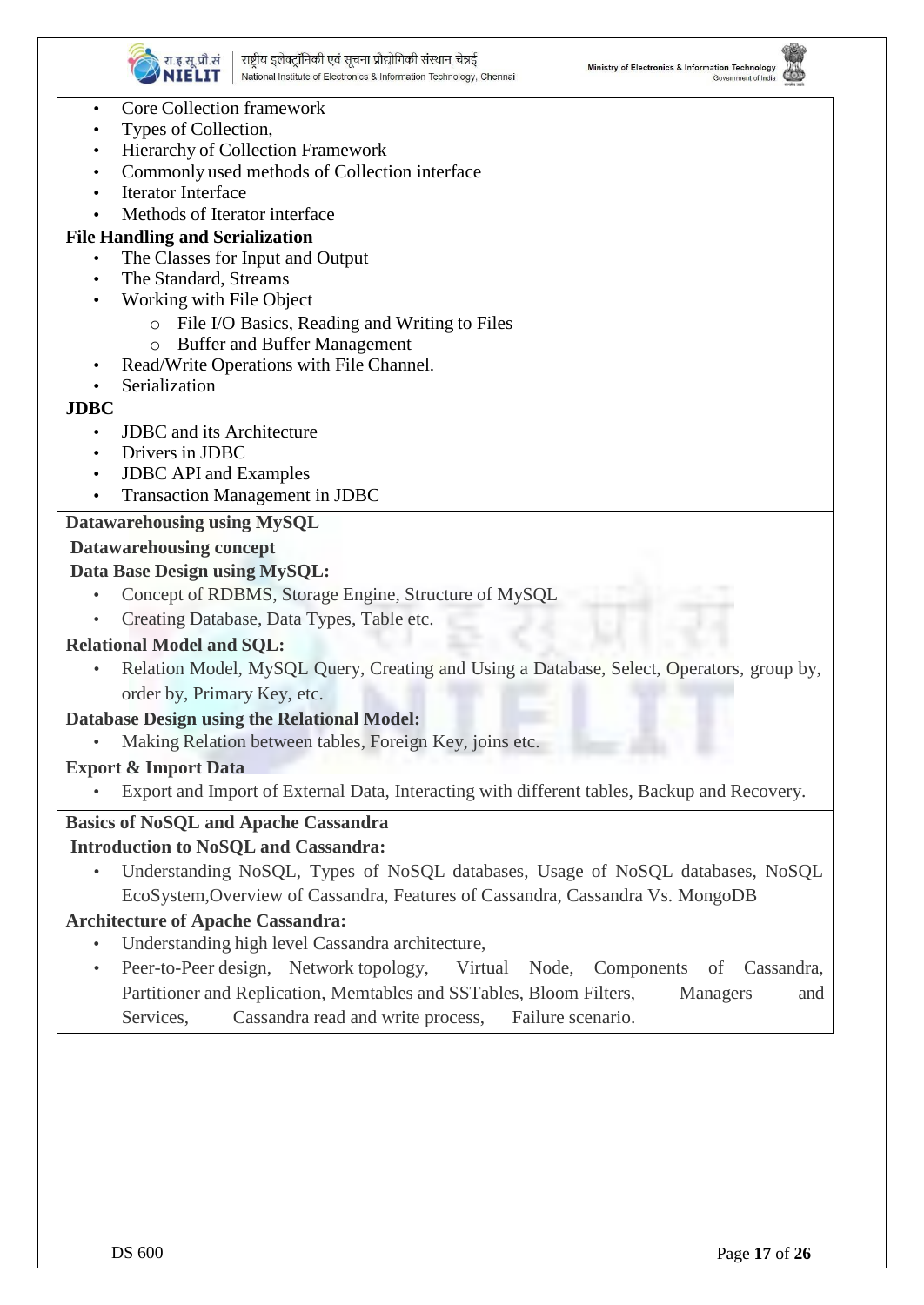- Core Collection framework
- Types of Collection,
- Hierarchy of Collection Framework
- Commonly used methods of Collection interface
- Iterator Interface
- Methods of Iterator interface

**File Handling and Serialization**

- The Classes for Input and Output
- The Standard, Streams
- Working with File Object
  - File I/O Basics, Reading and Writing to Files
  - Buffer and Buffer Management
- Read/Write Operations with File Channel.
- Serialization

**JDBC**

- JDBC and its Architecture
- Drivers in JDBC
- JDBC API and Examples
- Transaction Management in JDBC

**Datawarehousing using MySQL**

**Datawarehousing concept**

**Data Base Design using MySQL:**

- Concept of RDBMS, Storage Engine, Structure of MySQL
- Creating Database, Data Types, Table etc.

**Relational Model and SQL:**

- Relation Model, MySQL Query, Creating and Using a Database, Select, Operators, group by, order by, Primary Key, etc.

**Database Design using the Relational Model:**

- Making Relation between tables, Foreign Key, joins etc.

**Export & Import Data**

- Export and Import of External Data, Interacting with different tables, Backup and Recovery.

**Basics of NoSQL and Apache Cassandra**

**Introduction to NoSQL and Cassandra:**

- Understanding NoSQL, Types of NoSQL databases, Usage of NoSQL databases, NoSQL EcoSystem,Overview of Cassandra, Features of Cassandra, Cassandra Vs. MongoDB

**Architecture of Apache Cassandra:**

- Understanding high level Cassandra architecture,
- Peer-to-Peer design, Network topology, Virtual Node, Components of Cassandra, Partitioner and Replication, Memtables and SSTables, Bloom Filters, Managers and Services, Cassandra read and write process, Failure scenario.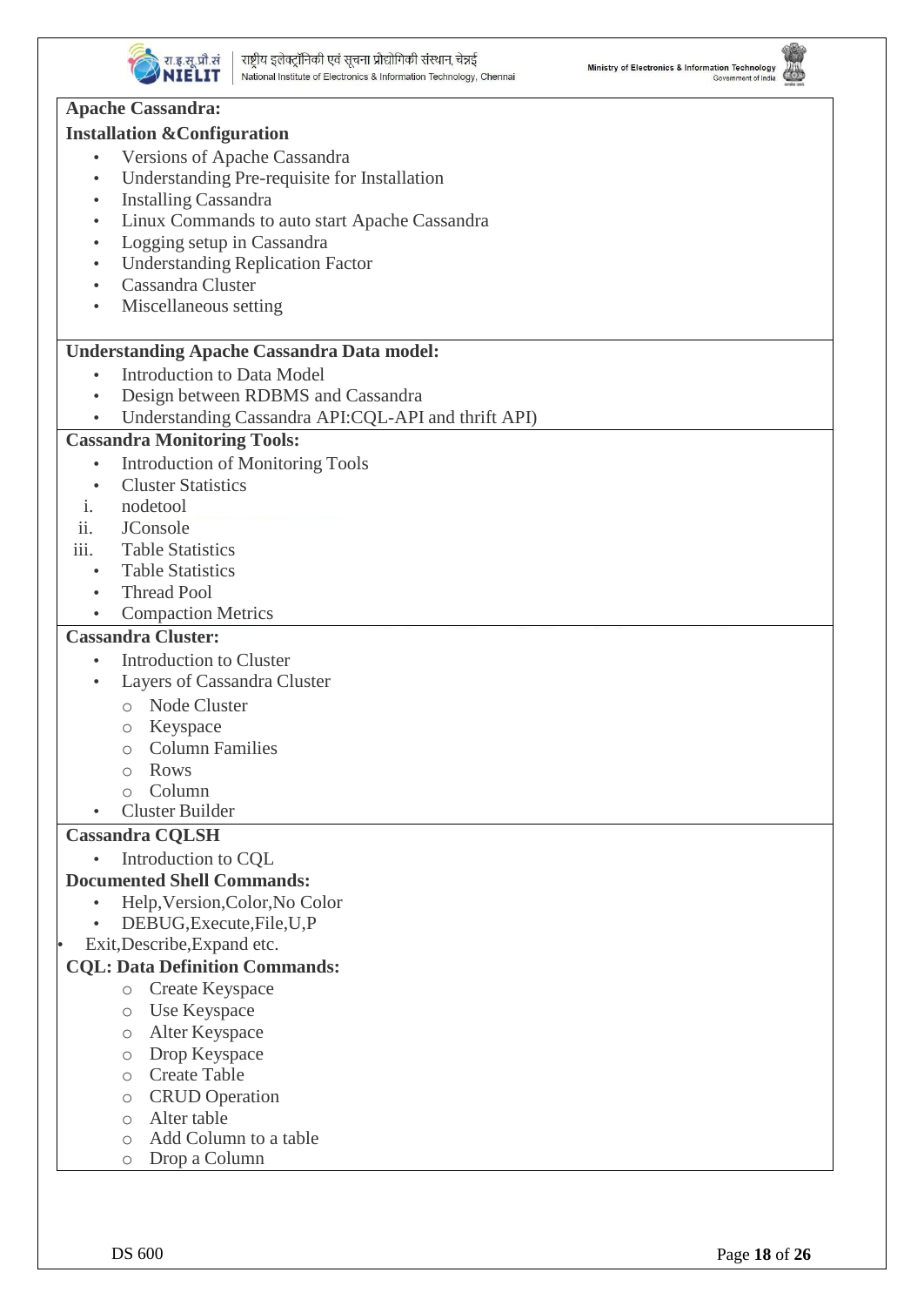**Apache Cassandra:**

**Installation &Configuration**

- Versions of Apache Cassandra
- Understanding Pre-requisite for Installation
- Installing Cassandra
- Linux Commands to auto start Apache Cassandra
- Logging setup in Cassandra
- Understanding Replication Factor
- Cassandra Cluster
- Miscellaneous setting

**Understanding Apache Cassandra Data model:**

- Introduction to Data Model
- Design between RDBMS and Cassandra
- Understanding Cassandra API:CQL-API and thrift API)

**Cassandra Monitoring Tools:**

- Introduction of Monitoring Tools
- Cluster Statistics

i. nodetool

ii. JConsole

iii. Table Statistics

- Table Statistics
- Thread Pool
- Compaction Metrics

**Cassandra Cluster:**

- Introduction to Cluster
- Layers of Cassandra Cluster
  - Node Cluster
  - Keyspace
  - Column Families
  - Rows
  - Column
- Cluster Builder

**Cassandra CQLSH**

- Introduction to CQL

**Documented Shell Commands:**

- Help,Version,Color,No Color
- DEBUG,Execute,File,U,P
- Exit,Describe,Expand etc.

**CQL: Data Definition Commands:**

- Create Keyspace
- Use Keyspace
- Alter Keyspace
- Drop Keyspace
- Create Table
- CRUD Operation
- Alter table
- Add Column to a table
- Drop a Column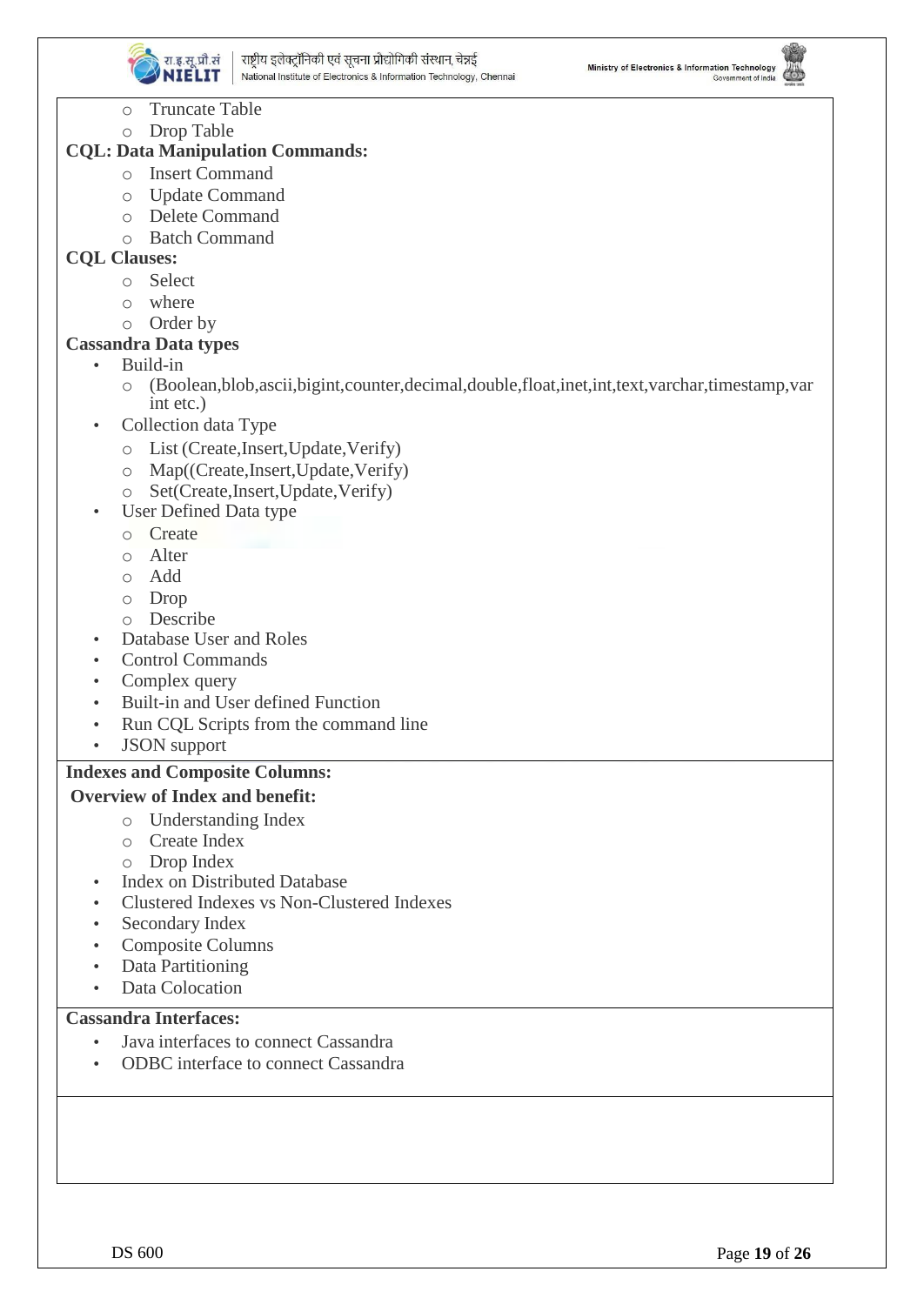- Truncate Table
  - Drop Table

**CQL: Data Manipulation Commands:**

  - Insert Command
  - Update Command
  - Delete Command
  - Batch Command

**CQL Clauses:**

  - Select
  - where
  - Order by

**Cassandra Data types**

- Build-in
  - (Boolean,blob,ascii,bigint,counter,decimal,double,float,inet,int,text,varchar,timestamp,varint etc.)
- Collection data Type
  - List (Create,Insert,Update,Verify)
  - Map((Create,Insert,Update,Verify)
  - Set(Create,Insert,Update,Verify)
- User Defined Data type
  - Create
  - Alter
  - Add
  - Drop
  - Describe
- Database User and Roles
- Control Commands
- Complex query
- Built-in and User defined Function
- Run CQL Scripts from the command line
- JSON support

**Indexes and Composite Columns:**

**Overview of Index and benefit:**

  - Understanding Index
  - Create Index
  - Drop Index
- Index on Distributed Database
- Clustered Indexes vs Non-Clustered Indexes
- Secondary Index
- Composite Columns
- Data Partitioning
- Data Colocation

**Cassandra Interfaces:**

- Java interfaces to connect Cassandra
- ODBC interface to connect Cassandra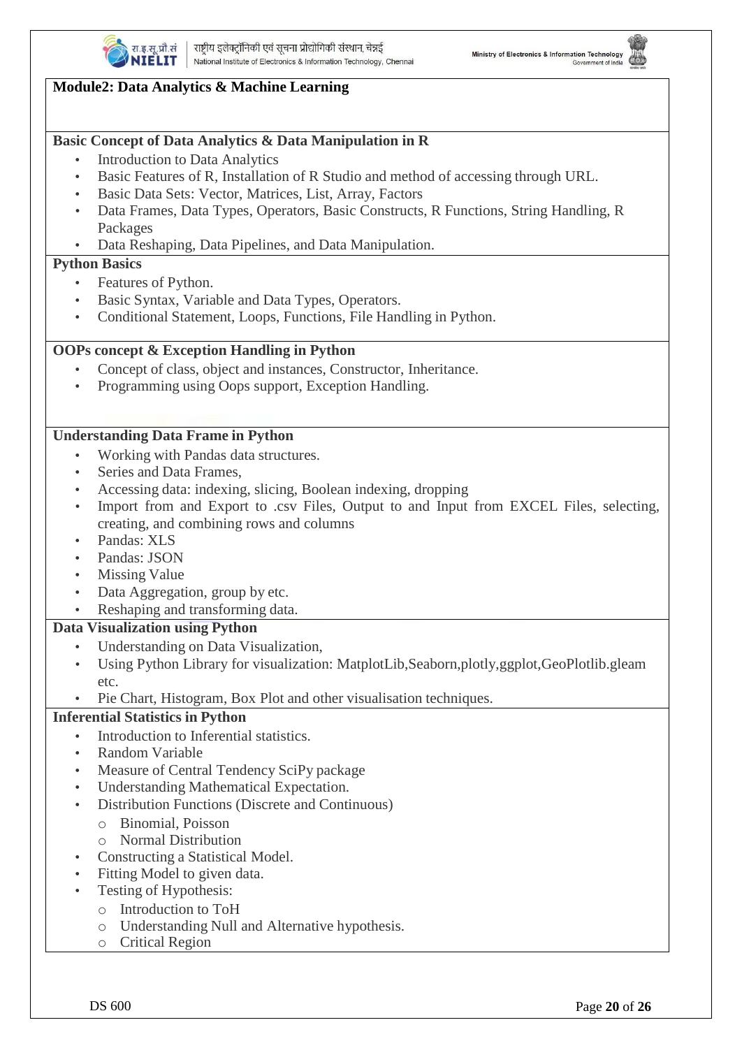## Module2: Data Analytics & Machine Learning

### Basic Concept of Data Analytics & Data Manipulation in R

- Introduction to Data Analytics
- Basic Features of R, Installation of R Studio and method of accessing through URL.
- Basic Data Sets: Vector, Matrices, List, Array, Factors
- Data Frames, Data Types, Operators, Basic Constructs, R Functions, String Handling, R Packages
- Data Reshaping, Data Pipelines, and Data Manipulation.

### Python Basics

- Features of Python.
- Basic Syntax, Variable and Data Types, Operators.
- Conditional Statement, Loops, Functions, File Handling in Python.

### OOPs concept & Exception Handling in Python

- Concept of class, object and instances, Constructor, Inheritance.
- Programming using Oops support, Exception Handling.

### Understanding Data Frame in Python

- Working with Pandas data structures.
- Series and Data Frames,
- Accessing data: indexing, slicing, Boolean indexing, dropping
- Import from and Export to .csv Files, Output to and Input from EXCEL Files, selecting, creating, and combining rows and columns
- Pandas: XLS
- Pandas: JSON
- Missing Value
- Data Aggregation, group by etc.
- Reshaping and transforming data.

### Data Visualization using Python

- Understanding on Data Visualization,
- Using Python Library for visualization: MatplotLib,Seaborn,plotly,ggplot,GeoPlotlib.gleam etc.
- Pie Chart, Histogram, Box Plot and other visualisation techniques.

### Inferential Statistics in Python

- Introduction to Inferential statistics.
- Random Variable
- Measure of Central Tendency SciPy package
- Understanding Mathematical Expectation.
- Distribution Functions (Discrete and Continuous)
  - Binomial, Poisson
  - Normal Distribution
- Constructing a Statistical Model.
- Fitting Model to given data.
- Testing of Hypothesis:
  - Introduction to ToH
  - Understanding Null and Alternative hypothesis.
  - Critical Region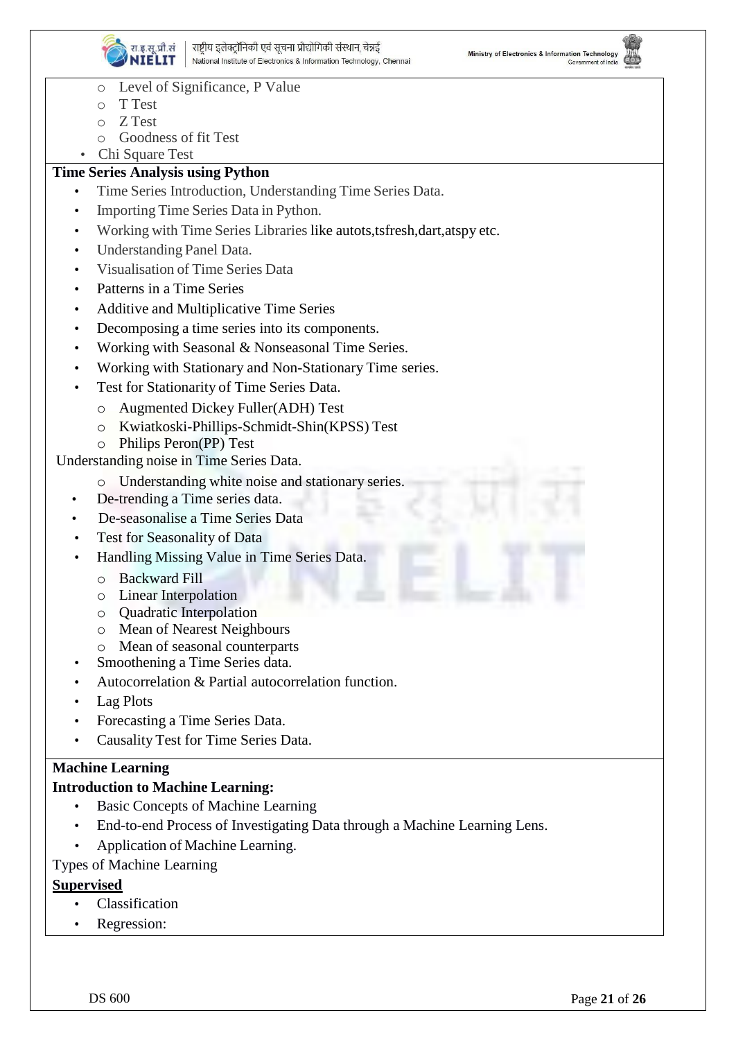- Level of Significance, P Value
- T Test
- Z Test
- Goodness of fit Test

- Chi Square Test

**Time Series Analysis using Python**

- Time Series Introduction, Understanding Time Series Data.
- Importing Time Series Data in Python.
- Working with Time Series Libraries like autots,tsfresh,dart,atspy etc.
- Understanding Panel Data.
- Visualisation of Time Series Data
- Patterns in a Time Series
- Additive and Multiplicative Time Series
- Decomposing a time series into its components.
- Working with Seasonal & Nonseasonal Time Series.
- Working with Stationary and Non-Stationary Time series.
- Test for Stationarity of Time Series Data.
  - Augmented Dickey Fuller(ADH) Test
  - Kwiatkoski-Phillips-Schmidt-Shin(KPSS) Test
  - Philips Peron(PP) Test

Understanding noise in Time Series Data.

  - Understanding white noise and stationary series.
- De-trending a Time series data.
- De-seasonalise a Time Series Data
- Test for Seasonality of Data
- Handling Missing Value in Time Series Data.
  - Backward Fill
  - Linear Interpolation
  - Quadratic Interpolation
  - Mean of Nearest Neighbours
  - Mean of seasonal counterparts
- Smoothening a Time Series data.
- Autocorrelation & Partial autocorrelation function.
- Lag Plots
- Forecasting a Time Series Data.
- Causality Test for Time Series Data.

**Machine Learning**

**Introduction to Machine Learning:**

- Basic Concepts of Machine Learning
- End-to-end Process of Investigating Data through a Machine Learning Lens.
- Application of Machine Learning.

Types of Machine Learning

**Supervised**

- Classification
- Regression: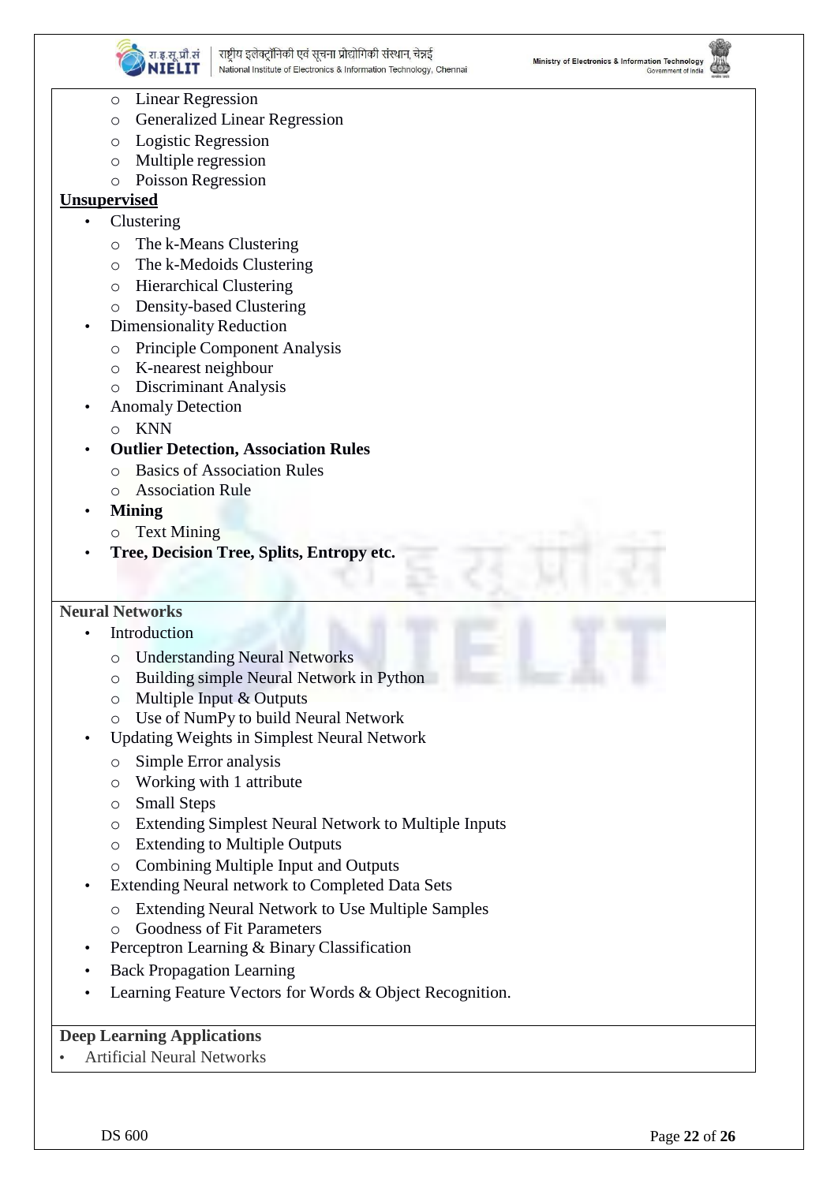- Linear Regression
- Generalized Linear Regression
- Logistic Regression
- Multiple regression
- Poisson Regression

**Unsupervised**

- Clustering
  - The k-Means Clustering
  - The k-Medoids Clustering
  - Hierarchical Clustering
  - Density-based Clustering
- Dimensionality Reduction
  - Principle Component Analysis
  - K-nearest neighbour
  - Discriminant Analysis
- Anomaly Detection
  - KNN
- **Outlier Detection, Association Rules**
  - Basics of Association Rules
  - Association Rule
- **Mining**
  - Text Mining
- **Tree, Decision Tree, Splits, Entropy etc.**

**Neural Networks**

- Introduction
  - Understanding Neural Networks
  - Building simple Neural Network in Python
  - Multiple Input & Outputs
  - Use of NumPy to build Neural Network
- Updating Weights in Simplest Neural Network
  - Simple Error analysis
  - Working with 1 attribute
  - Small Steps
  - Extending Simplest Neural Network to Multiple Inputs
  - Extending to Multiple Outputs
  - Combining Multiple Input and Outputs
- Extending Neural network to Completed Data Sets
  - Extending Neural Network to Use Multiple Samples
  - Goodness of Fit Parameters
- Perceptron Learning & Binary Classification
- Back Propagation Learning
- Learning Feature Vectors for Words & Object Recognition.

**Deep Learning Applications**

- Artificial Neural Networks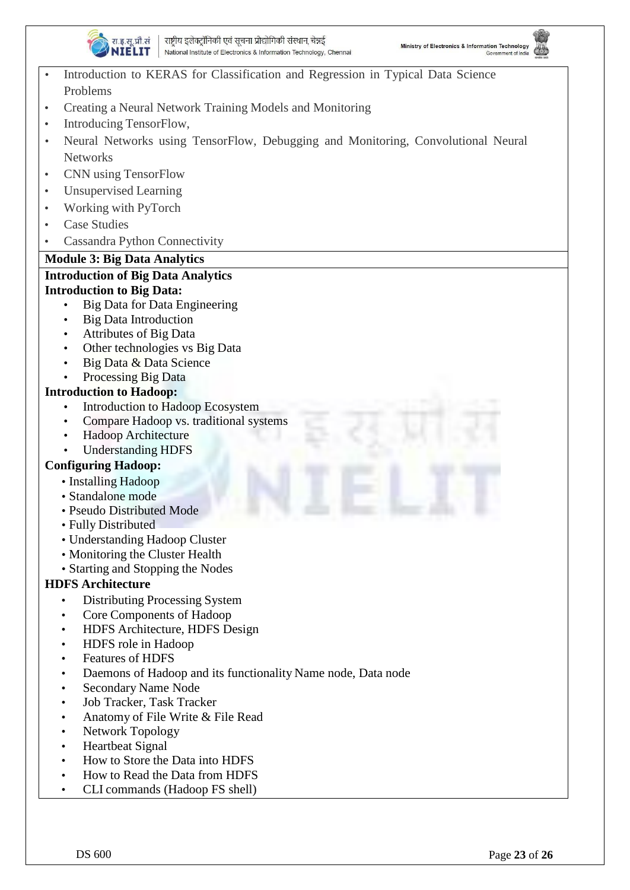- Introduction to KERAS for Classification and Regression in Typical Data Science Problems
- Creating a Neural Network Training Models and Monitoring
- Introducing TensorFlow,
- Neural Networks using TensorFlow, Debugging and Monitoring, Convolutional Neural Networks
- CNN using TensorFlow
- Unsupervised Learning
- Working with PyTorch
- Case Studies
- Cassandra Python Connectivity

**Module 3: Big Data Analytics**

**Introduction of Big Data Analytics**

**Introduction to Big Data:**

- Big Data for Data Engineering
- Big Data Introduction
- Attributes of Big Data
- Other technologies vs Big Data
- Big Data & Data Science
- Processing Big Data

**Introduction to Hadoop:**

- Introduction to Hadoop Ecosystem
- Compare Hadoop vs. traditional systems
- Hadoop Architecture
- Understanding HDFS

**Configuring Hadoop:**

- Installing Hadoop
- Standalone mode
- Pseudo Distributed Mode
- Fully Distributed
- Understanding Hadoop Cluster
- Monitoring the Cluster Health
- Starting and Stopping the Nodes

**HDFS Architecture**

- Distributing Processing System
- Core Components of Hadoop
- HDFS Architecture, HDFS Design
- HDFS role in Hadoop
- Features of HDFS
- Daemons of Hadoop and its functionality Name node, Data node
- Secondary Name Node
- Job Tracker, Task Tracker
- Anatomy of File Write & File Read
- Network Topology
- Heartbeat Signal
- How to Store the Data into HDFS
- How to Read the Data from HDFS
- CLI commands (Hadoop FS shell)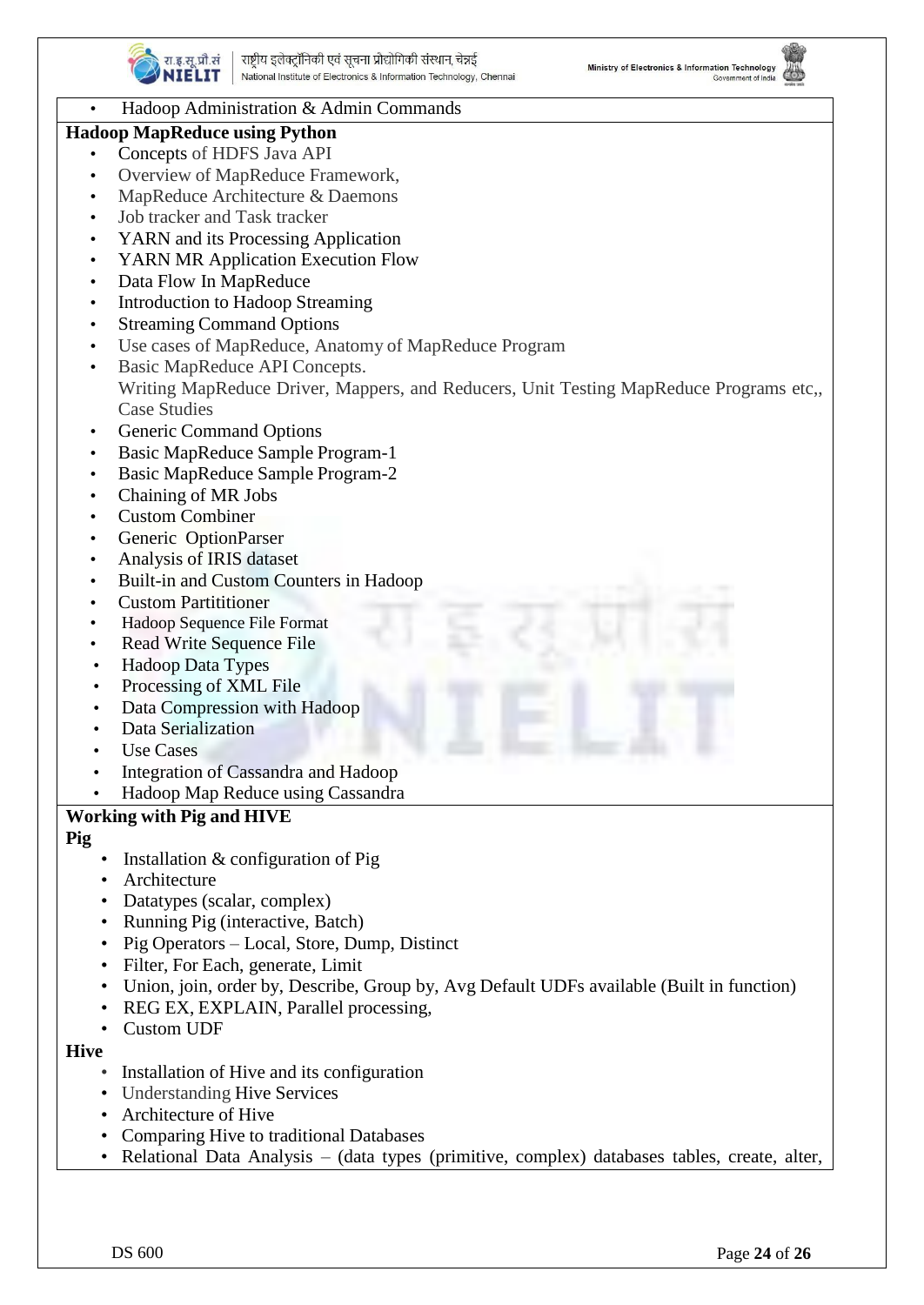- Hadoop Administration & Admin Commands

**Hadoop MapReduce using Python**

- Concepts of HDFS Java API
- Overview of MapReduce Framework,
- MapReduce Architecture & Daemons
- Job tracker and Task tracker
- YARN and its Processing Application
- YARN MR Application Execution Flow
- Data Flow In MapReduce
- Introduction to Hadoop Streaming
- Streaming Command Options
- Use cases of MapReduce, Anatomy of MapReduce Program
- Basic MapReduce API Concepts.
  Writing MapReduce Driver, Mappers, and Reducers, Unit Testing MapReduce Programs etc,, Case Studies
- Generic Command Options
- Basic MapReduce Sample Program-1
- Basic MapReduce Sample Program-2
- Chaining of MR Jobs
- Custom Combiner
- Generic OptionParser
- Analysis of IRIS dataset
- Built-in and Custom Counters in Hadoop
- Custom Partititioner
- Hadoop Sequence File Format
- Read Write Sequence File
- Hadoop Data Types
- Processing of XML File
- Data Compression with Hadoop
- Data Serialization
- Use Cases
- Integration of Cassandra and Hadoop
- Hadoop Map Reduce using Cassandra

**Working with Pig and HIVE**

**Pig**

- Installation & configuration of Pig
- Architecture
- Datatypes (scalar, complex)
- Running Pig (interactive, Batch)
- Pig Operators – Local, Store, Dump, Distinct
- Filter, For Each, generate, Limit
- Union, join, order by, Describe, Group by, Avg Default UDFs available (Built in function)
- REG EX, EXPLAIN, Parallel processing,
- Custom UDF

**Hive**

- Installation of Hive and its configuration
- Understanding Hive Services
- Architecture of Hive
- Comparing Hive to traditional Databases
- Relational Data Analysis – (data types (primitive, complex) databases tables, create, alter,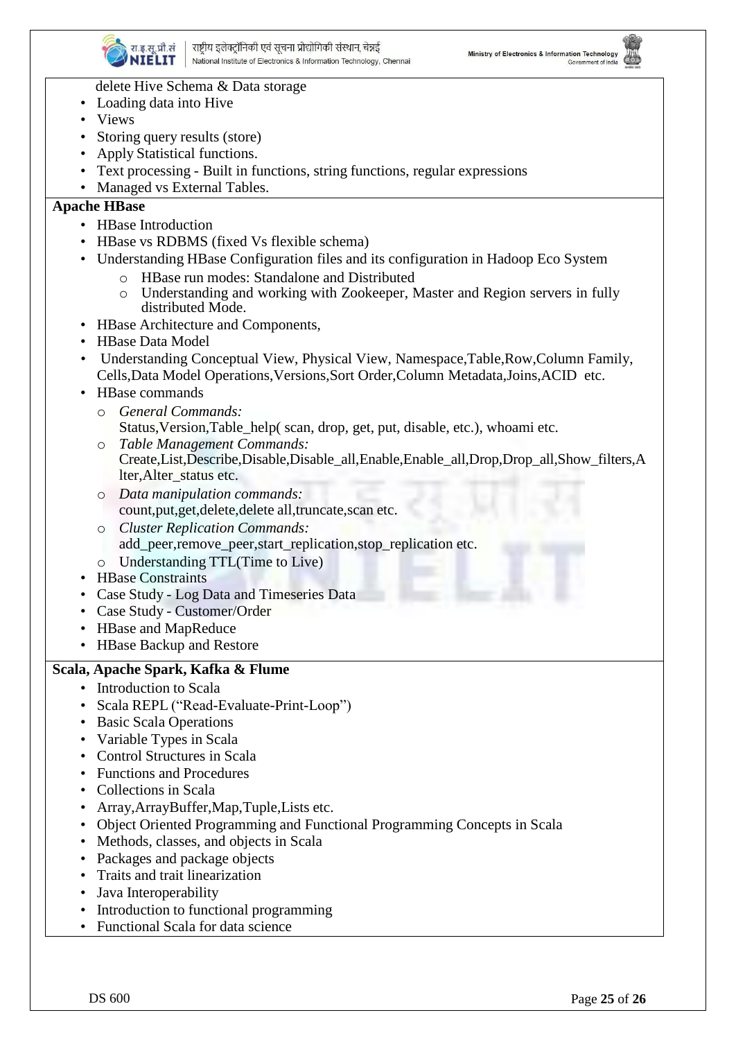delete Hive Schema & Data storage

- Loading data into Hive
- Views
- Storing query results (store)
- Apply Statistical functions.
- Text processing - Built in functions, string functions, regular expressions
- Managed vs External Tables.

**Apache HBase**

- HBase Introduction
- HBase vs RDBMS (fixed Vs flexible schema)
- Understanding HBase Configuration files and its configuration in Hadoop Eco System
  - HBase run modes: Standalone and Distributed
  - Understanding and working with Zookeeper, Master and Region servers in fully distributed Mode.
- HBase Architecture and Components,
- HBase Data Model
- Understanding Conceptual View, Physical View, Namespace,Table,Row,Column Family, Cells,Data Model Operations,Versions,Sort Order,Column Metadata,Joins,ACID etc.
- HBase commands
  - *General Commands:* Status,Version,Table_help( scan, drop, get, put, disable, etc.), whoami etc.
  - *Table Management Commands:* Create,List,Describe,Disable,Disable_all,Enable,Enable_all,Drop,Drop_all,Show_filters,Alter,Alter_status etc.
  - *Data manipulation commands:* count,put,get,delete,delete all,truncate,scan etc.
  - *Cluster Replication Commands:* add_peer,remove_peer,start_replication,stop_replication etc.
  - Understanding TTL(Time to Live)
- HBase Constraints
- Case Study - Log Data and Timeseries Data
- Case Study - Customer/Order
- HBase and MapReduce
- HBase Backup and Restore

**Scala, Apache Spark, Kafka & Flume**

- Introduction to Scala
- Scala REPL ("Read-Evaluate-Print-Loop")
- Basic Scala Operations
- Variable Types in Scala
- Control Structures in Scala
- Functions and Procedures
- Collections in Scala
- Array,ArrayBuffer,Map,Tuple,Lists etc.
- Object Oriented Programming and Functional Programming Concepts in Scala
- Methods, classes, and objects in Scala
- Packages and package objects
- Traits and trait linearization
- Java Interoperability
- Introduction to functional programming
- Functional Scala for data science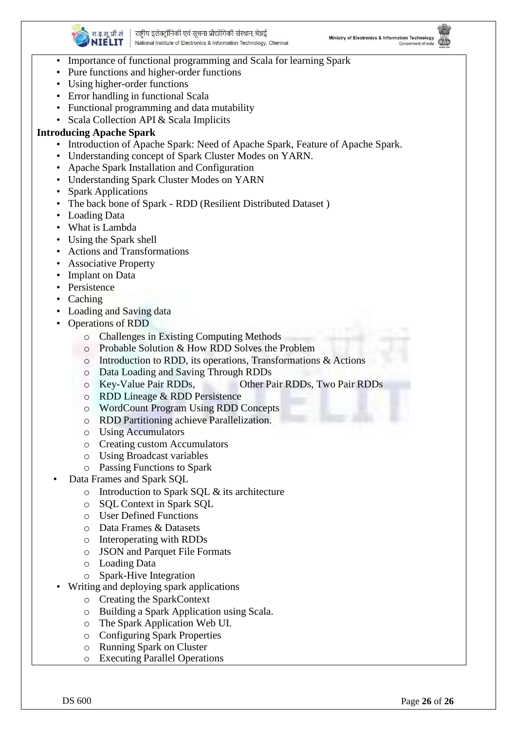- Importance of functional programming and Scala for learning Spark
- Pure functions and higher-order functions
- Using higher-order functions
- Error handling in functional Scala
- Functional programming and data mutability
- Scala Collection API & Scala Implicits

**Introducing Apache Spark**

- Introduction of Apache Spark: Need of Apache Spark, Feature of Apache Spark.
- Understanding concept of Spark Cluster Modes on YARN.
- Apache Spark Installation and Configuration
- Understanding Spark Cluster Modes on YARN
- Spark Applications
- The back bone of Spark - RDD (Resilient Distributed Dataset )
- Loading Data
- What is Lambda
- Using the Spark shell
- Actions and Transformations
- Associative Property
- Implant on Data
- Persistence
- Caching
- Loading and Saving data
- Operations of RDD
  - Challenges in Existing Computing Methods
  - Probable Solution & How RDD Solves the Problem
  - Introduction to RDD, its operations, Transformations & Actions
  - Data Loading and Saving Through RDDs
  - Key-Value Pair RDDs, Other Pair RDDs, Two Pair RDDs
  - RDD Lineage & RDD Persistence
  - WordCount Program Using RDD Concepts
  - RDD Partitioning achieve Parallelization.
  - Using Accumulators
  - Creating custom Accumulators
  - Using Broadcast variables
  - Passing Functions to Spark
- Data Frames and Spark SQL
  - Introduction to Spark SQL & its architecture
  - SQL Context in Spark SQL
  - User Defined Functions
  - Data Frames & Datasets
  - Interoperating with RDDs
  - JSON and Parquet File Formats
  - Loading Data
  - Spark-Hive Integration
- Writing and deploying spark applications
  - Creating the SparkContext
  - Building a Spark Application using Scala.
  - The Spark Application Web UI.
  - Configuring Spark Properties
  - Running Spark on Cluster
  - Executing Parallel Operations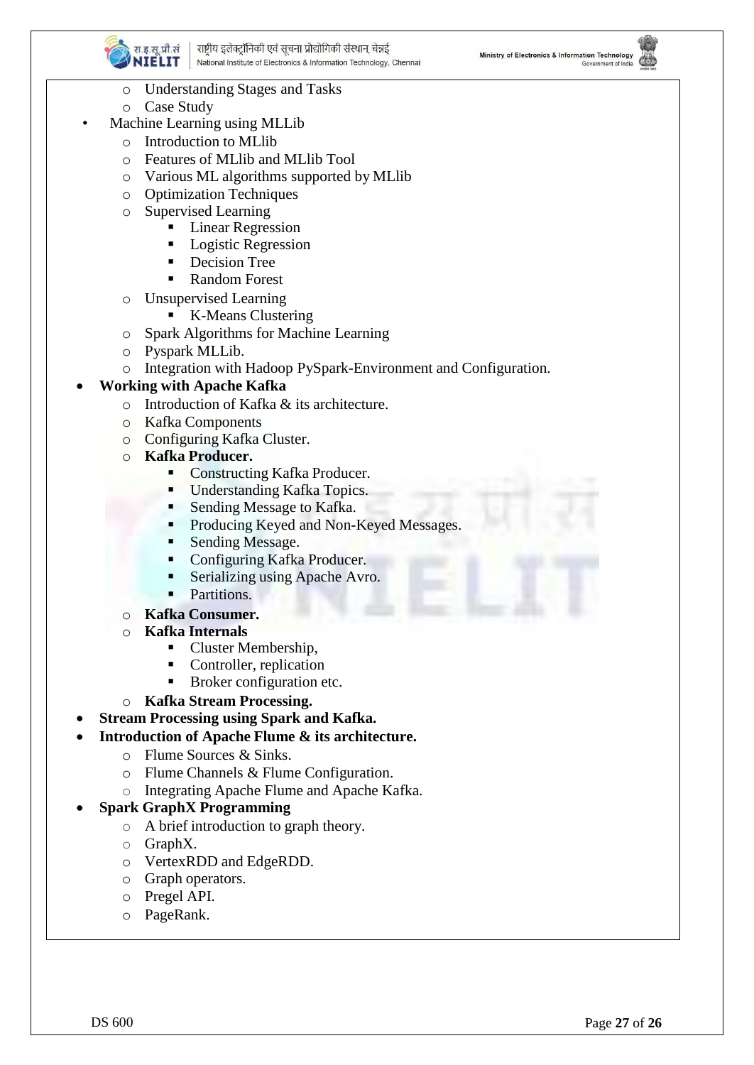- Understanding Stages and Tasks
  - Case Study
- Machine Learning using MLLib
  - Introduction to MLlib
  - Features of MLlib and MLlib Tool
  - Various ML algorithms supported by MLlib
  - Optimization Techniques
  - Supervised Learning
    - Linear Regression
    - Logistic Regression
    - Decision Tree
    - Random Forest
  - Unsupervised Learning
    - K-Means Clustering
  - Spark Algorithms for Machine Learning
  - Pyspark MLLib.
  - Integration with Hadoop PySpark-Environment and Configuration.
- **Working with Apache Kafka**
  - Introduction of Kafka & its architecture.
  - Kafka Components
  - Configuring Kafka Cluster.
  - **Kafka Producer.**
    - Constructing Kafka Producer.
    - Understanding Kafka Topics.
    - Sending Message to Kafka.
    - Producing Keyed and Non-Keyed Messages.
    - Sending Message.
    - Configuring Kafka Producer.
    - Serializing using Apache Avro.
    - Partitions.
  - **Kafka Consumer.**
  - **Kafka Internals**
    - Cluster Membership,
    - Controller, replication
    - Broker configuration etc.
  - **Kafka Stream Processing.**
- **Stream Processing using Spark and Kafka.**
- **Introduction of Apache Flume & its architecture.**
  - Flume Sources & Sinks.
  - Flume Channels & Flume Configuration.
  - Integrating Apache Flume and Apache Kafka.
- **Spark GraphX Programming**
  - A brief introduction to graph theory.
  - GraphX.
  - VertexRDD and EdgeRDD.
  - Graph operators.
  - Pregel API.
  - PageRank.